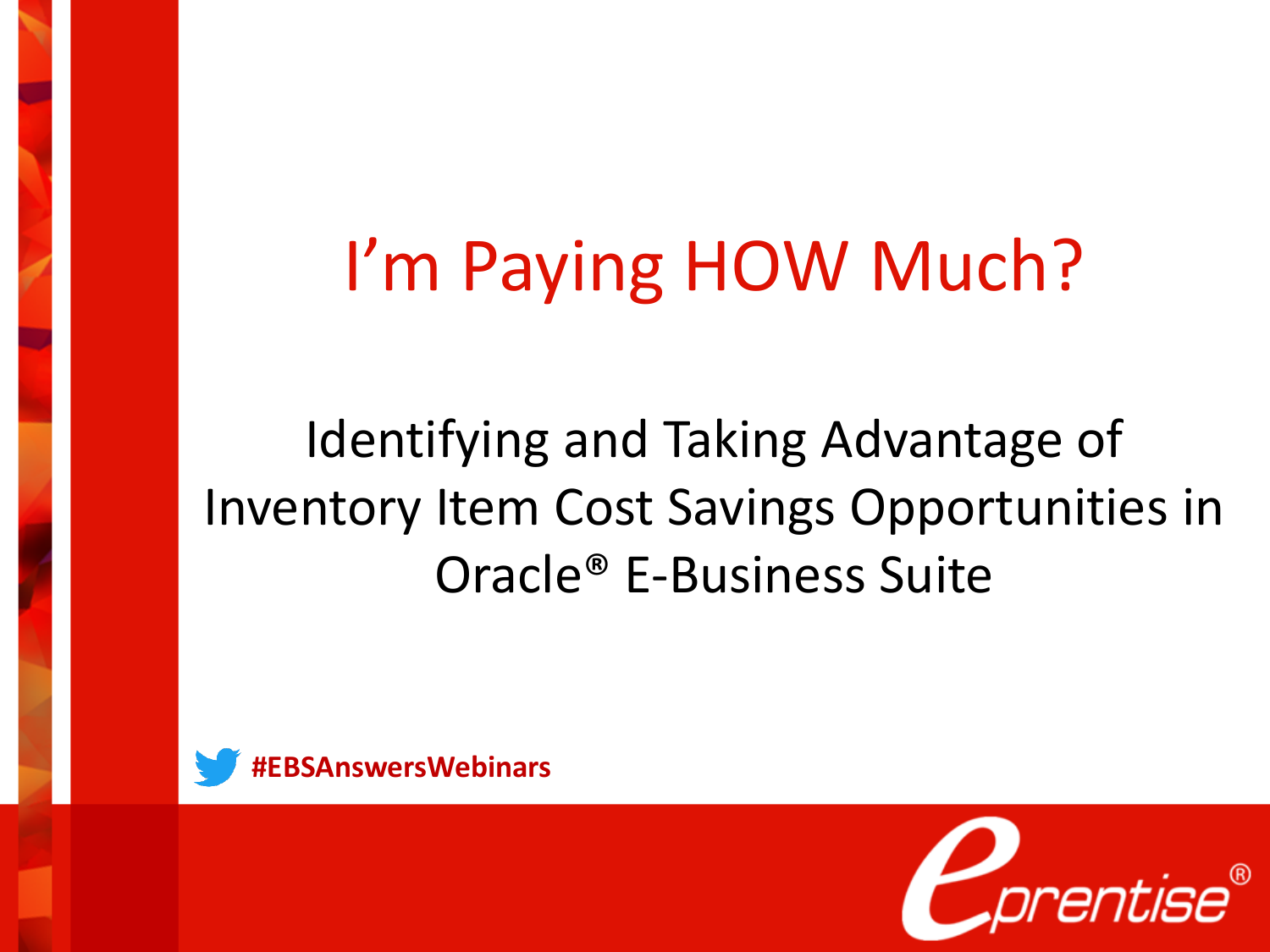# I'm Paying HOW Much?

## Identifying and Taking Advantage of Inventory Item Cost Savings Opportunities in Oracle® E-Business Suite

**#EBSAnswersWebinars**

eprentise®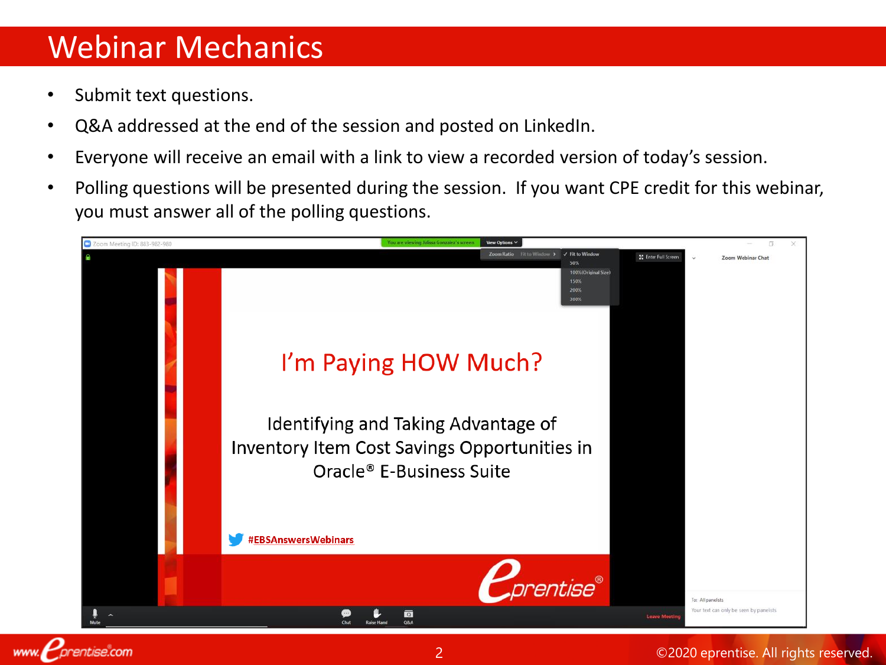# Webinar Mechanics

- Submit text questions.
- Q&A addressed at the end of the session and posted on LinkedIn.
- Everyone will receive an email with a link to view a recorded version of today's session.
- Polling questions will be presented during the session. If you want CPE credit for this webinar, you must answer all of the polling questions.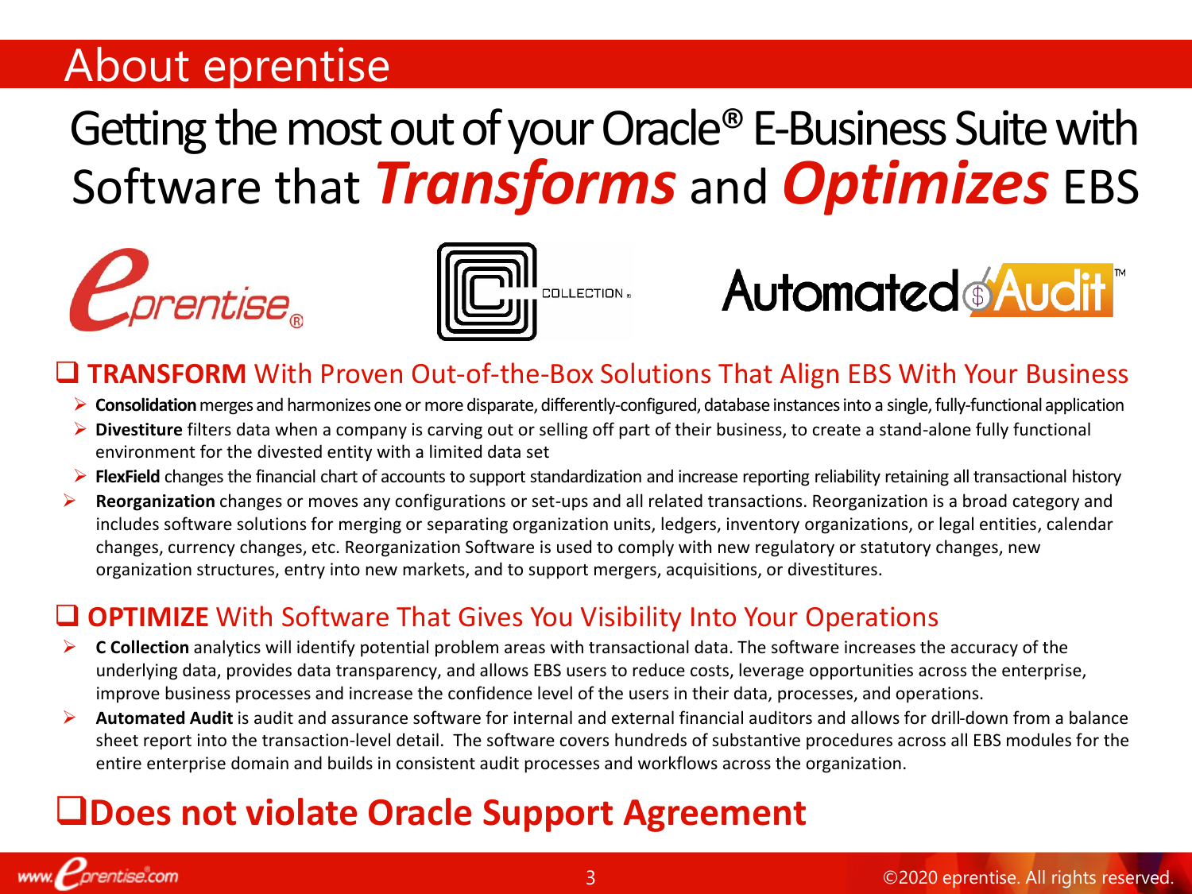# About eprentise

## Getting the most out of your Oracle® E-Business Suite with Software that ***Transforms*** and ***Optimizes*** EBS

### ☐ **TRANSFORM** With Proven Out-of-the-Box Solutions That Align EBS With Your Business

- **Consolidation** merges and harmonizes one or more disparate, differently-configured, database instances into a single, fully-functional application
- **Divestiture** filters data when a company is carving out or selling off part of their business, to create a stand-alone fully functional environment for the divested entity with a limited data set
- **FlexField** changes the financial chart of accounts to support standardization and increase reporting reliability retaining all transactional history
- **Reorganization** changes or moves any configurations or set-ups and all related transactions. Reorganization is a broad category and includes software solutions for merging or separating organization units, ledgers, inventory organizations, or legal entities, calendar changes, currency changes, etc. Reorganization Software is used to comply with new regulatory or statutory changes, new organization structures, entry into new markets, and to support mergers, acquisitions, or divestitures.

### ☐ **OPTIMIZE** With Software That Gives You Visibility Into Your Operations

- **C Collection** analytics will identify potential problem areas with transactional data. The software increases the accuracy of the underlying data, provides data transparency, and allows EBS users to reduce costs, leverage opportunities across the enterprise, improve business processes and increase the confidence level of the users in their data, processes, and operations.
- **Automated Audit** is audit and assurance software for internal and external financial auditors and allows for drill-down from a balance sheet report into the transaction-level detail. The software covers hundreds of substantive procedures across all EBS modules for the entire enterprise domain and builds in consistent audit processes and workflows across the organization.

## ☐ **Does not violate Oracle Support Agreement**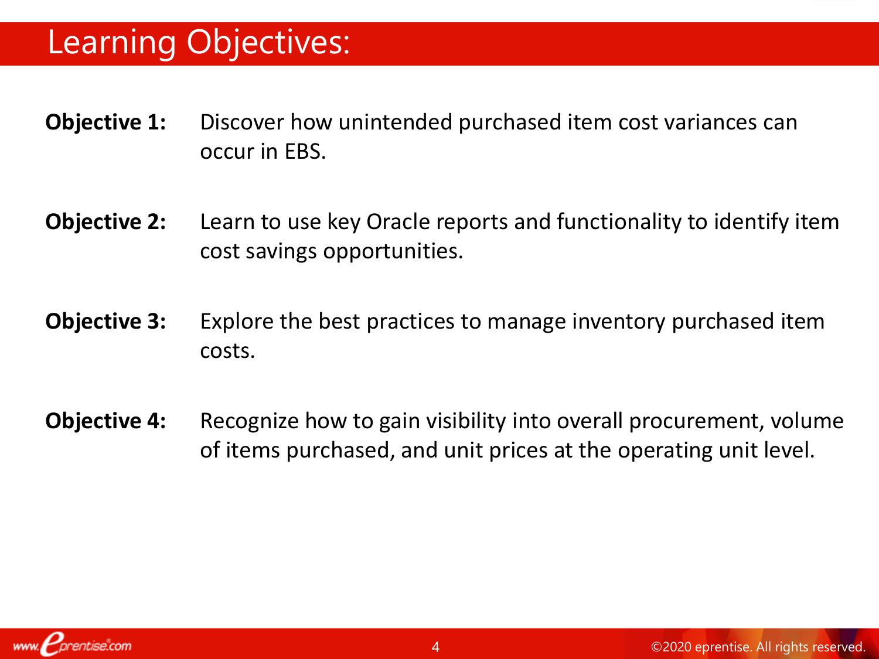# Learning Objectives:

**Objective 1:** Discover how unintended purchased item cost variances can occur in EBS.

**Objective 2:** Learn to use key Oracle reports and functionality to identify item cost savings opportunities.

**Objective 3:** Explore the best practices to manage inventory purchased item costs.

**Objective 4:** Recognize how to gain visibility into overall procurement, volume of items purchased, and unit prices at the operating unit level.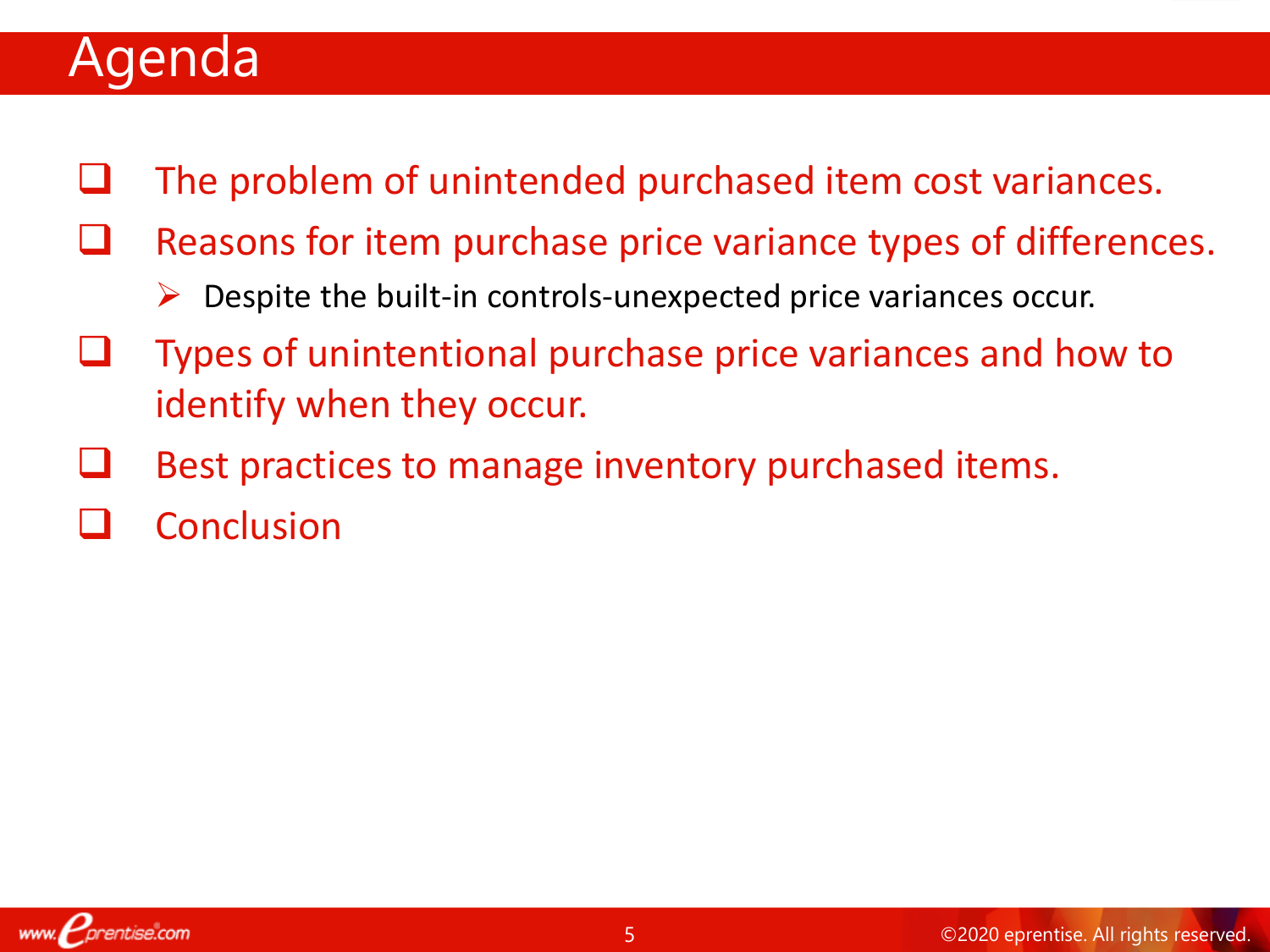# Agenda

- The problem of unintended purchased item cost variances.
- Reasons for item purchase price variance types of differences.
  - Despite the built-in controls-unexpected price variances occur.
- Types of unintentional purchase price variances and how to identify when they occur.
- Best practices to manage inventory purchased items.
- Conclusion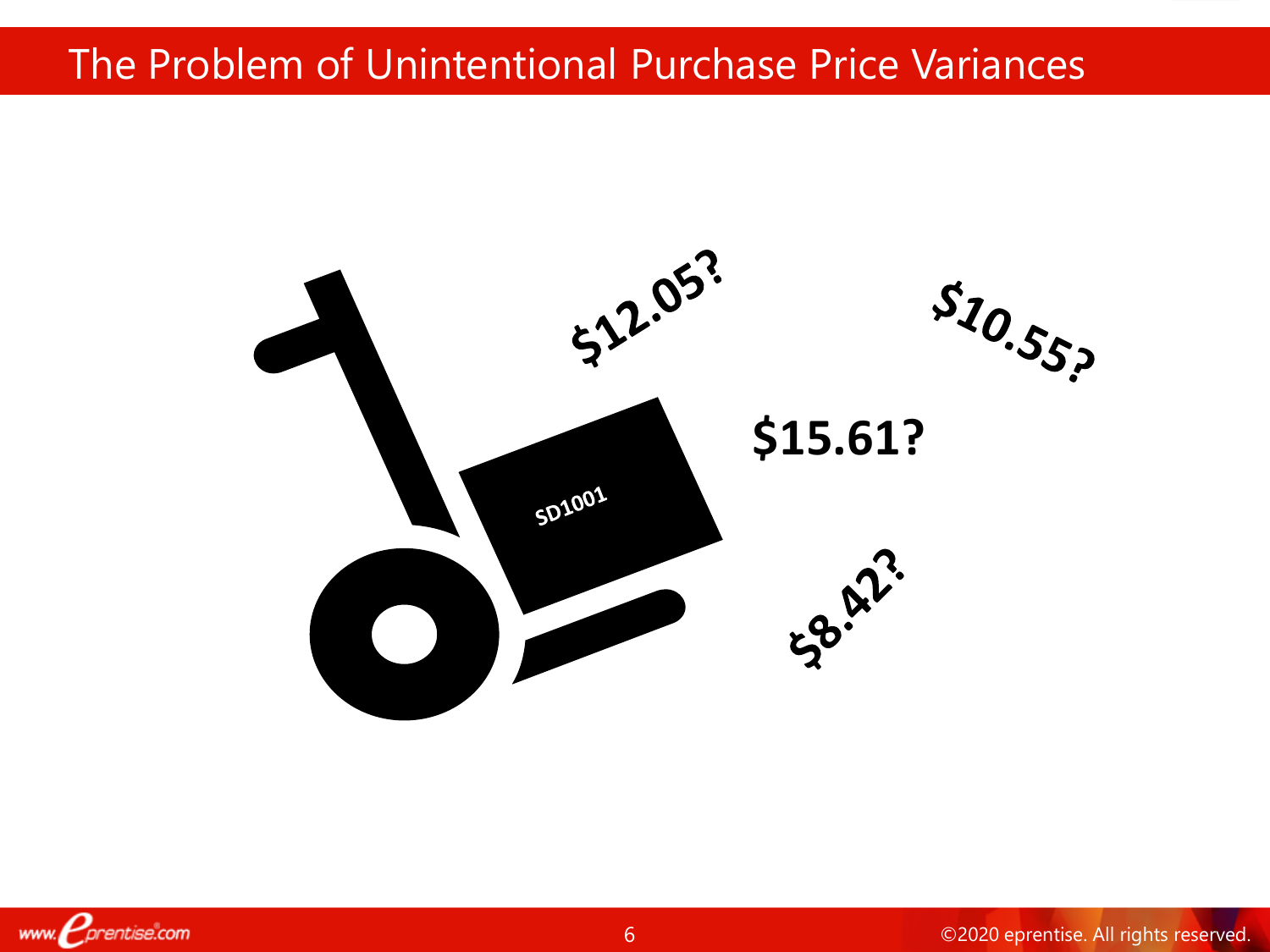# The Problem of Unintentional Purchase Price Variances

SD1001

$12.05?

$10.55?

$15.61?

$8.42?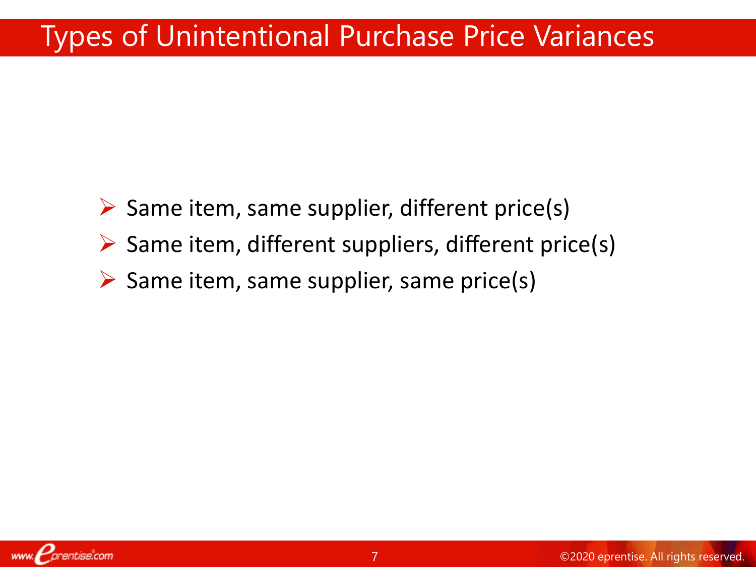# Types of Unintentional Purchase Price Variances

- Same item, same supplier, different price(s)
- Same item, different suppliers, different price(s)
- Same item, same supplier, same price(s)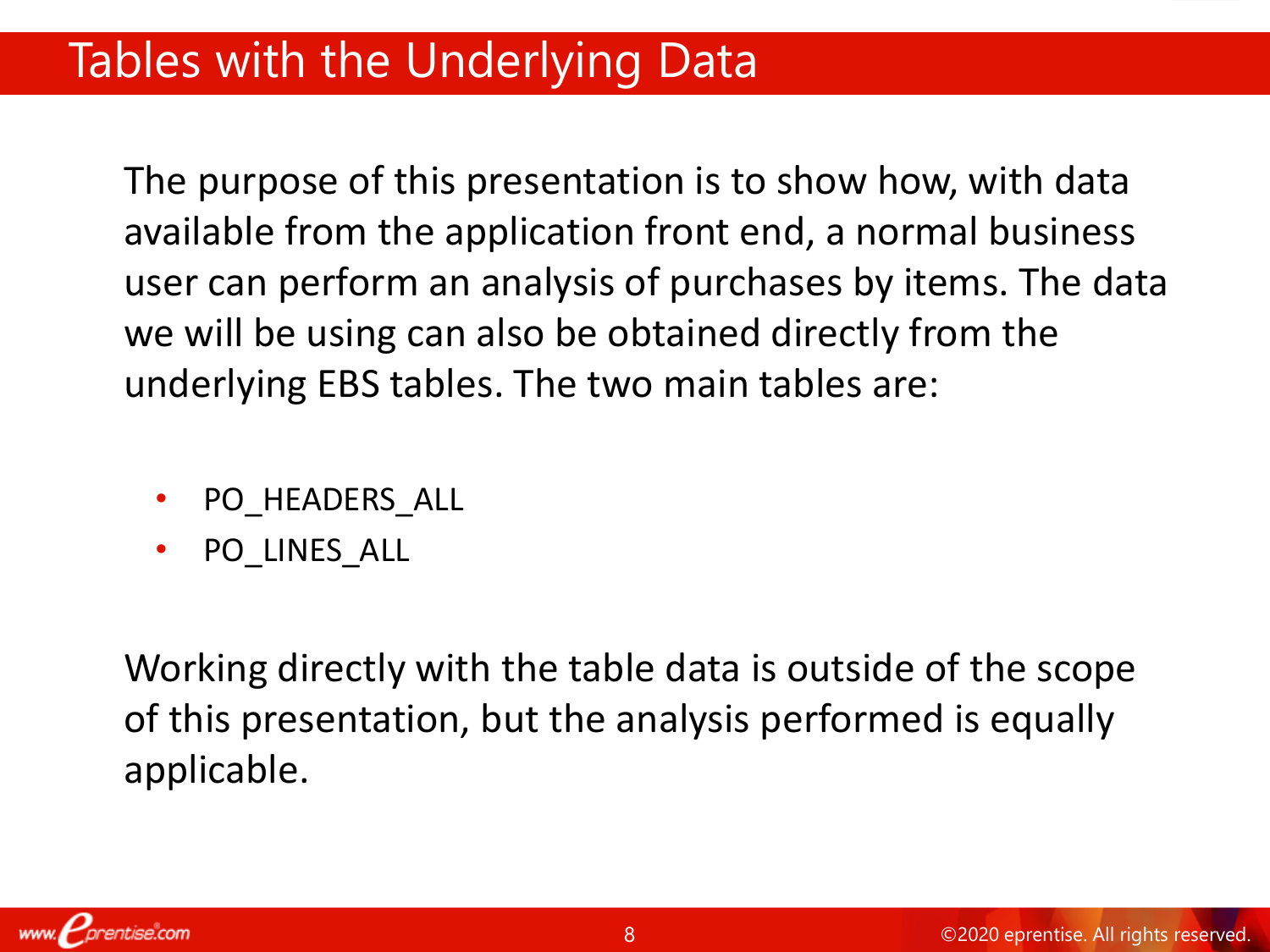# Tables with the Underlying Data

The purpose of this presentation is to show how, with data available from the application front end, a normal business user can perform an analysis of purchases by items. The data we will be using can also be obtained directly from the underlying EBS tables. The two main tables are:

- PO_HEADERS_ALL
- PO_LINES_ALL

Working directly with the table data is outside of the scope of this presentation, but the analysis performed is equally applicable.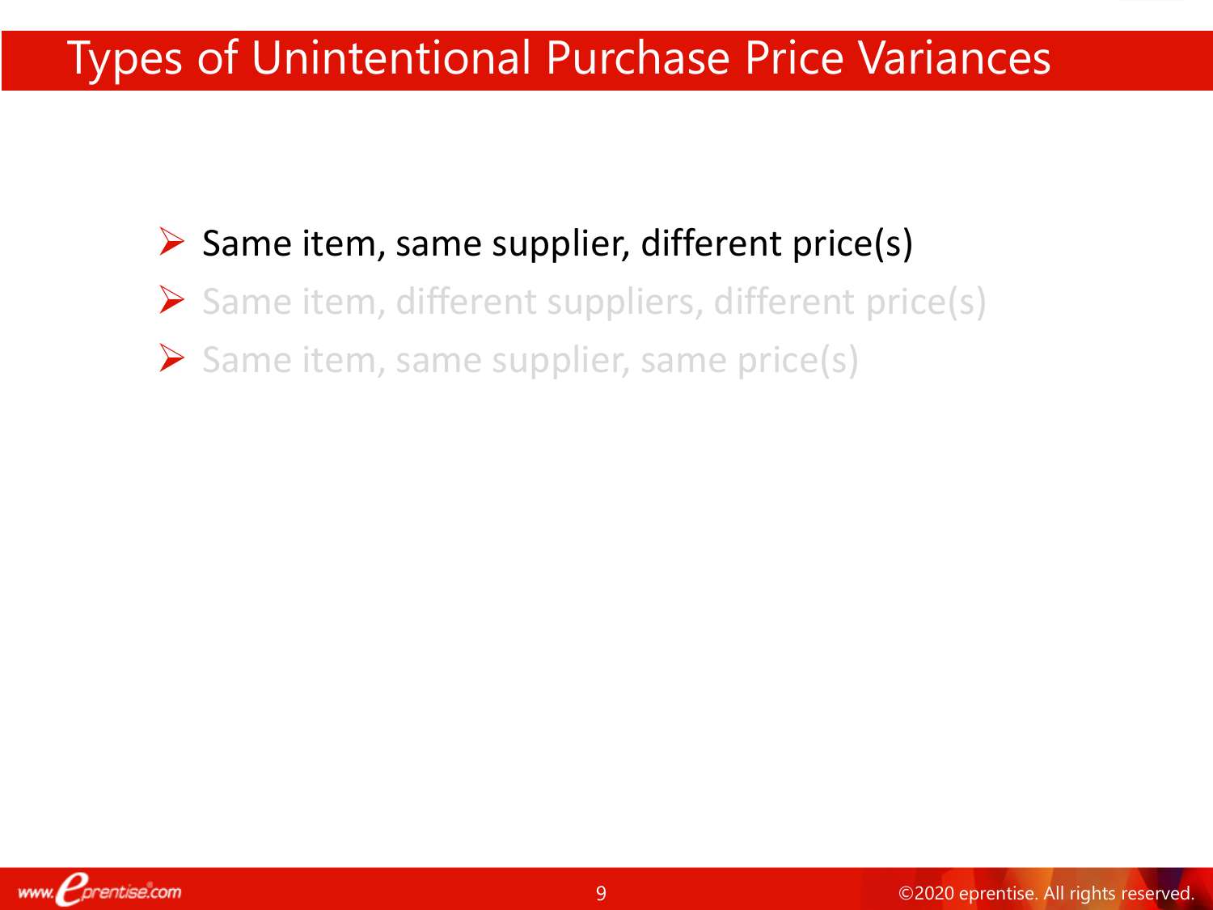# Types of Unintentional Purchase Price Variances

- Same item, same supplier, different price(s)
- Same item, different suppliers, different price(s)
- Same item, same supplier, same price(s)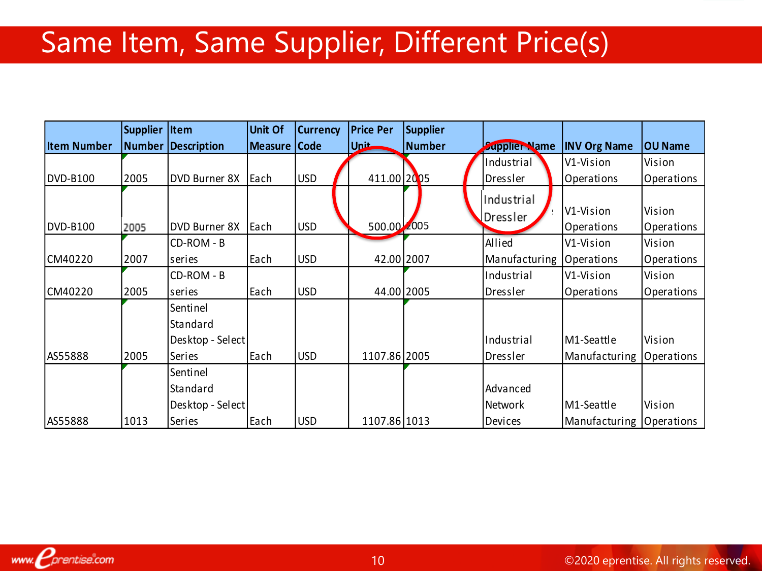# Same Item, Same Supplier, Different Price(s)

| Item Number | Supplier Number | Item Description | Unit Of Measure | Currency Code | Price Per Unit | Supplier Number | Supplier Name | INV Org Name | OU Name |
|---|---|---|---|---|---|---|---|---|---|
| DVD-B100 | 2005 | DVD Burner 8X | Each | USD | 411.00 | 2005 | Industrial Dressler | V1-Vision Operations | Vision Operations |
| DVD-B100 | 2005 | DVD Burner 8X | Each | USD | 500.00 | 2005 | Industrial Dressler | V1-Vision Operations | Vision Operations |
| CM40220 | 2007 | CD-ROM - B series | Each | USD | 42.00 | 2007 | Allied Manufacturing | V1-Vision Operations | Vision Operations |
| CM40220 | 2005 | CD-ROM - B series | Each | USD | 44.00 | 2005 | Industrial Dressler | V1-Vision Operations | Vision Operations |
| AS55888 | 2005 | Sentinel Standard Desktop - Select Series | Each | USD | 1107.86 | 2005 | Industrial Dressler | M1-Seattle Manufacturing | Vision Operations |
| AS55888 | 1013 | Sentinel Standard Desktop - Select Series | Each | USD | 1107.86 | 1013 | Advanced Network Devices | M1-Seattle Manufacturing | Vision Operations |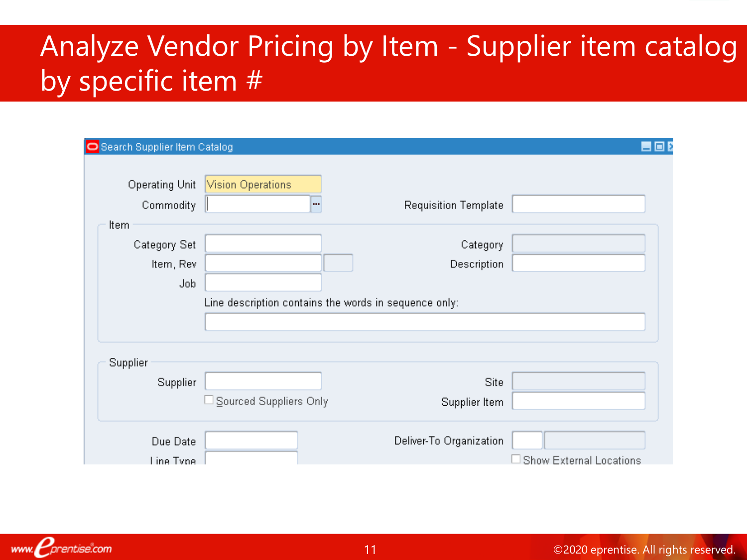# Analyze Vendor Pricing by Item - Supplier item catalog by specific item #

Search Supplier Item Catalog

Operating Unit: Vision Operations

Commodity

Requisition Template

Item

Category Set

Category

Item, Rev

Description

Job

Line description contains the words in sequence only:

Supplier

Supplier

Site

Sourced Suppliers Only

Supplier Item

Due Date

Deliver-To Organization

Line Type

Show External Locations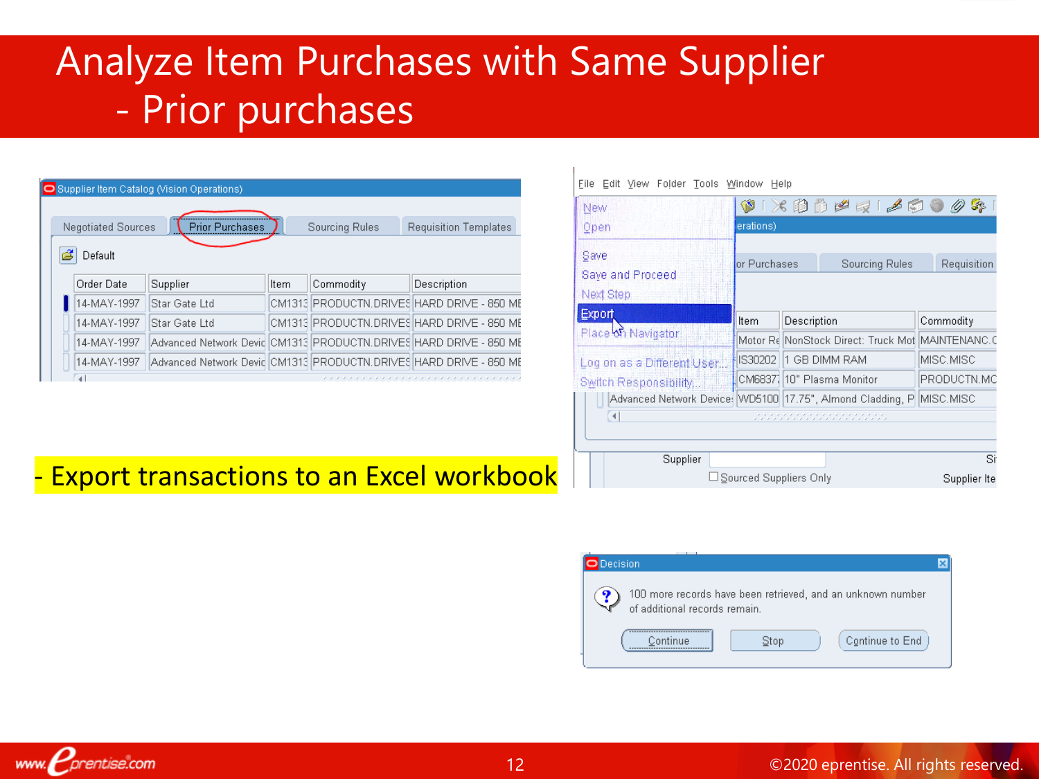# Analyze Item Purchases with Same Supplier - Prior purchases

Supplier Item Catalog (Vision Operations)

Negotiated Sources | Prior Purchases | Sourcing Rules | Requisition Templates

Default

| Order Date | Supplier | Item | Commodity | Description |
|---|---|---|---|---|
| 14-MAY-1997 | Star Gate Ltd | CM131 | PRODUCTN.DRIVES | HARD DRIVE - 850 MB |
| 14-MAY-1997 | Star Gate Ltd | CM131 | PRODUCTN.DRIVES | HARD DRIVE - 850 MB |
| 14-MAY-1997 | Advanced Network Devic | CM131 | PRODUCTN.DRIVES | HARD DRIVE - 850 MB |
| 14-MAY-1997 | Advanced Network Devic | CM131 | PRODUCTN.DRIVES | HARD DRIVE - 850 MB |

File Edit View Folder Tools Window Help

- New
- Open
- Save
- Save and Proceed
- Next Step
- Export
- Place on Navigator
- Log on as a Different User...
- Switch Responsibility...

| Item | Description | Commodity |
|---|---|---|
| Motor Re | NonStock Direct: Truck Mot | MAINTENANCE |
| IS30202 | 1 GB DIMM RAM | MISC.MISC |
| CM6837 | 10" Plasma Monitor | PRODUCTN.MO |
| WD5100 | 17.75", Almond Cladding, P | MISC.MISC |

Advanced Network Device

Supplier

Sourced Suppliers Only

Supplier Ite

- Export transactions to an Excel workbook

Decision

100 more records have been retrieved, and an unknown number of additional records remain.

Continue | Stop | Continue to End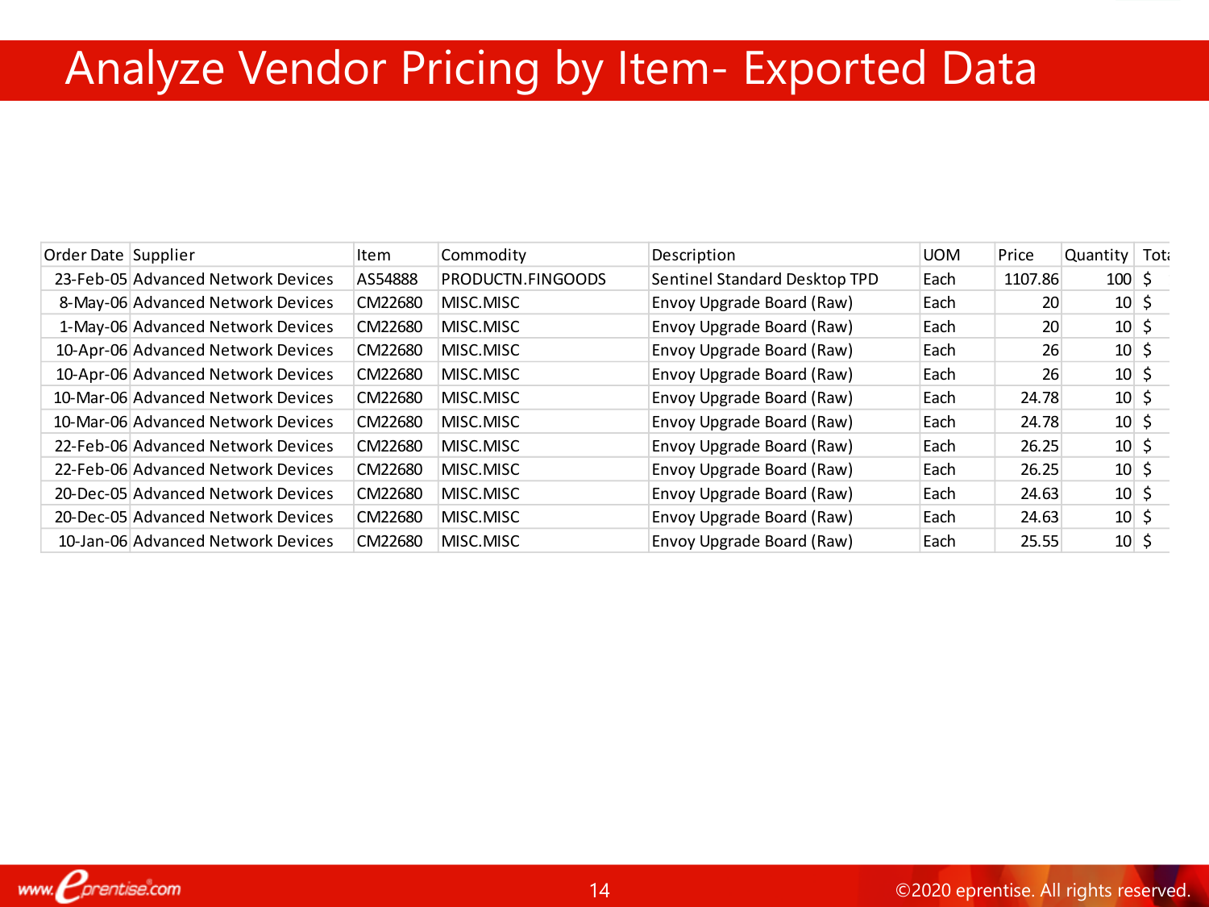# Analyze Vendor Pricing by Item- Exported Data

| Order Date | Supplier | Item | Commodity | Description | UOM | Price | Quantity | Tota |
|---|---|---|---|---|---|---|---|---|
| 23-Feb-05 | Advanced Network Devices | AS54888 | PRODUCTN.FINGOODS | Sentinel Standard Desktop TPD | Each | 1107.86 | 100 | $ |
| 8-May-06 | Advanced Network Devices | CM22680 | MISC.MISC | Envoy Upgrade Board (Raw) | Each | 20 | 10 | $ |
| 1-May-06 | Advanced Network Devices | CM22680 | MISC.MISC | Envoy Upgrade Board (Raw) | Each | 20 | 10 | $ |
| 10-Apr-06 | Advanced Network Devices | CM22680 | MISC.MISC | Envoy Upgrade Board (Raw) | Each | 26 | 10 | $ |
| 10-Apr-06 | Advanced Network Devices | CM22680 | MISC.MISC | Envoy Upgrade Board (Raw) | Each | 26 | 10 | $ |
| 10-Mar-06 | Advanced Network Devices | CM22680 | MISC.MISC | Envoy Upgrade Board (Raw) | Each | 24.78 | 10 | $ |
| 10-Mar-06 | Advanced Network Devices | CM22680 | MISC.MISC | Envoy Upgrade Board (Raw) | Each | 24.78 | 10 | $ |
| 22-Feb-06 | Advanced Network Devices | CM22680 | MISC.MISC | Envoy Upgrade Board (Raw) | Each | 26.25 | 10 | $ |
| 22-Feb-06 | Advanced Network Devices | CM22680 | MISC.MISC | Envoy Upgrade Board (Raw) | Each | 26.25 | 10 | $ |
| 20-Dec-05 | Advanced Network Devices | CM22680 | MISC.MISC | Envoy Upgrade Board (Raw) | Each | 24.63 | 10 | $ |
| 20-Dec-05 | Advanced Network Devices | CM22680 | MISC.MISC | Envoy Upgrade Board (Raw) | Each | 24.63 | 10 | $ |
| 10-Jan-06 | Advanced Network Devices | CM22680 | MISC.MISC | Envoy Upgrade Board (Raw) | Each | 25.55 | 10 | $ |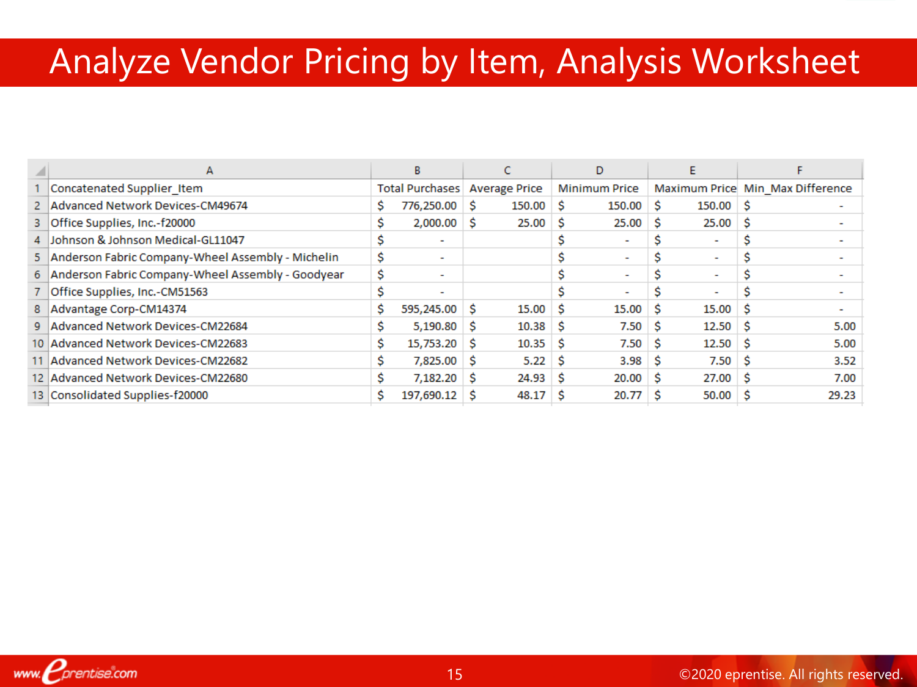# Analyze Vendor Pricing by Item, Analysis Worksheet

| | A | B | C | D | E | F |
|---|---|---|---|---|---|---|
| 1 | Concatenated Supplier_Item | Total Purchases | Average Price | Minimum Price | Maximum Price | Min_Max Difference |
| 2 | Advanced Network Devices-CM49674 | $ 776,250.00 | $ 150.00 | $ 150.00 | $ 150.00 | $ - |
| 3 | Office Supplies, Inc.-f20000 | $ 2,000.00 | $ 25.00 | $ 25.00 | $ 25.00 | $ - |
| 4 | Johnson & Johnson Medical-GL11047 | $ - | | $ - | $ - | $ - |
| 5 | Anderson Fabric Company-Wheel Assembly - Michelin | $ - | | $ - | $ - | $ - |
| 6 | Anderson Fabric Company-Wheel Assembly - Goodyear | $ - | | $ - | $ - | $ - |
| 7 | Office Supplies, Inc.-CM51563 | $ - | | $ - | $ - | $ - |
| 8 | Advantage Corp-CM14374 | $ 595,245.00 | $ 15.00 | $ 15.00 | $ 15.00 | $ - |
| 9 | Advanced Network Devices-CM22684 | $ 5,190.80 | $ 10.38 | $ 7.50 | $ 12.50 | $ 5.00 |
| 10 | Advanced Network Devices-CM22683 | $ 15,753.20 | $ 10.35 | $ 7.50 | $ 12.50 | $ 5.00 |
| 11 | Advanced Network Devices-CM22682 | $ 7,825.00 | $ 5.22 | $ 3.98 | $ 7.50 | $ 3.52 |
| 12 | Advanced Network Devices-CM22680 | $ 7,182.20 | $ 24.93 | $ 20.00 | $ 27.00 | $ 7.00 |
| 13 | Consolidated Supplies-f20000 | $ 197,690.12 | $ 48.17 | $ 20.77 | $ 50.00 | $ 29.23 |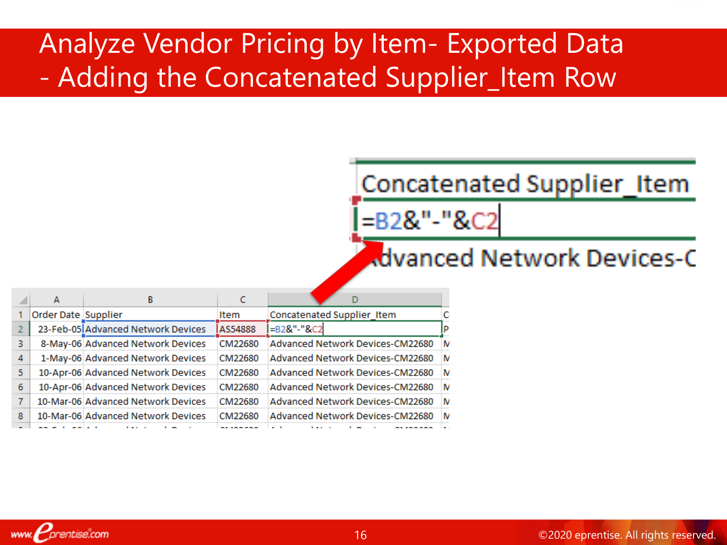# Analyze Vendor Pricing by Item- Exported Data - Adding the Concatenated Supplier_Item Row

| Concatenated Supplier_Item |
|---|
| =B2&"-"&C2 |
| Advanced Network Devices-C |

| | A | B | C | D | |
|---|---|---|---|---|---|
| 1 | Order Date | Supplier | Item | Concatenated Supplier_Item | C |
| 2 | 23-Feb-05 | Advanced Network Devices | AS54888 | =B2&"-"&C2 | P |
| 3 | 8-May-06 | Advanced Network Devices | CM22680 | Advanced Network Devices-CM22680 | N |
| 4 | 1-May-06 | Advanced Network Devices | CM22680 | Advanced Network Devices-CM22680 | N |
| 5 | 10-Apr-06 | Advanced Network Devices | CM22680 | Advanced Network Devices-CM22680 | N |
| 6 | 10-Apr-06 | Advanced Network Devices | CM22680 | Advanced Network Devices-CM22680 | N |
| 7 | 10-Mar-06 | Advanced Network Devices | CM22680 | Advanced Network Devices-CM22680 | N |
| 8 | 10-Mar-06 | Advanced Network Devices | CM22680 | Advanced Network Devices-CM22680 | N |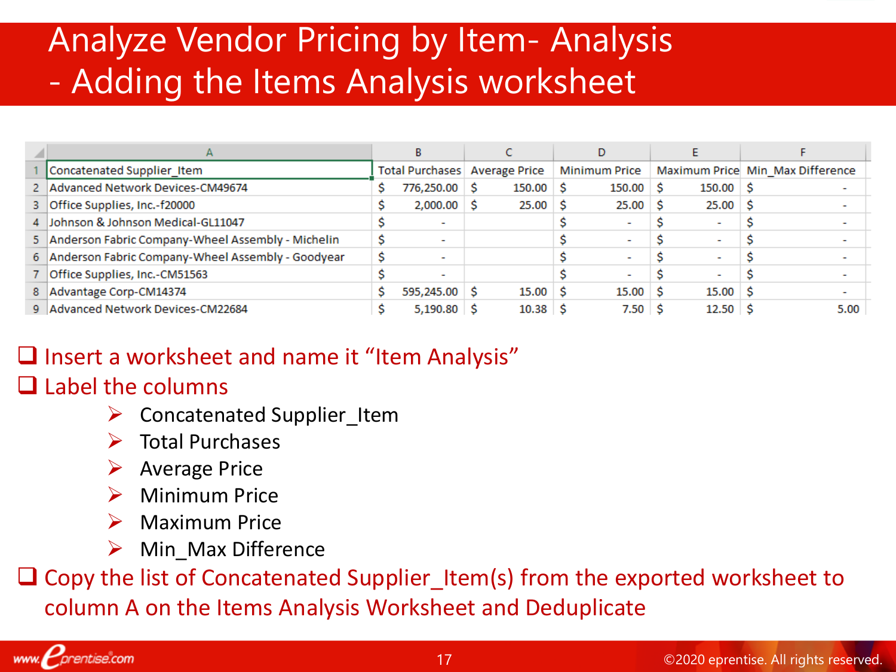# Analyze Vendor Pricing by Item- Analysis - Adding the Items Analysis worksheet

| | A | B | C | D | E | F |
|---|---|---|---|---|---|---|
| 1 | Concatenated Supplier_Item | Total Purchases | Average Price | Minimum Price | Maximum Price | Min_Max Difference |
| 2 | Advanced Network Devices-CM49674 | $ 776,250.00 | $ 150.00 | $ 150.00 | $ 150.00 | $ - |
| 3 | Office Supplies, Inc.-f20000 | $ 2,000.00 | $ 25.00 | $ 25.00 | $ 25.00 | $ - |
| 4 | Johnson & Johnson Medical-GL11047 | $ - | | $ - | $ - | $ - |
| 5 | Anderson Fabric Company-Wheel Assembly - Michelin | $ - | | $ - | $ - | $ - |
| 6 | Anderson Fabric Company-Wheel Assembly - Goodyear | $ - | | $ - | $ - | $ - |
| 7 | Office Supplies, Inc.-CM51563 | $ - | | $ - | $ - | $ - |
| 8 | Advantage Corp-CM14374 | $ 595,245.00 | $ 15.00 | $ 15.00 | $ 15.00 | $ - |
| 9 | Advanced Network Devices-CM22684 | $ 5,190.80 | $ 10.38 | $ 7.50 | $ 12.50 | $ 5.00 |

- Insert a worksheet and name it “Item Analysis”
- Label the columns
  - Concatenated Supplier_Item
  - Total Purchases
  - Average Price
  - Minimum Price
  - Maximum Price
  - Min_Max Difference
- Copy the list of Concatenated Supplier_Item(s) from the exported worksheet to column A on the Items Analysis Worksheet and Deduplicate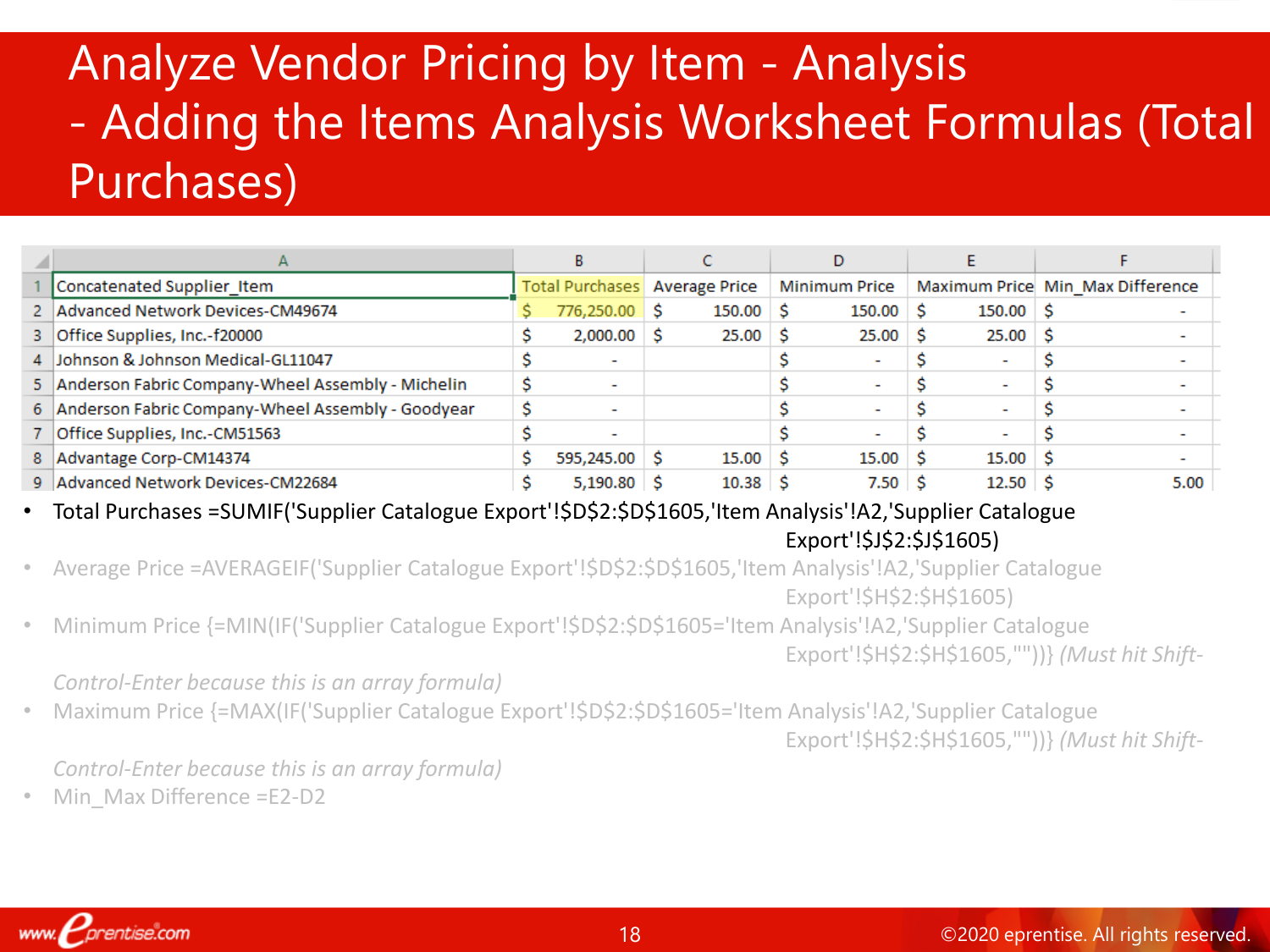# Analyze Vendor Pricing by Item - Analysis - Adding the Items Analysis Worksheet Formulas (Total Purchases)

| | A | B | C | D | E | F |
|---|---|---|---|---|---|---|
| 1 | Concatenated Supplier_Item | Total Purchases | Average Price | Minimum Price | Maximum Price | Min_Max Difference |
| 2 | Advanced Network Devices-CM49674 | $ 776,250.00 | $ 150.00 | $ 150.00 | $ 150.00 | $ - |
| 3 | Office Supplies, Inc.-f20000 | $ 2,000.00 | $ 25.00 | $ 25.00 | $ 25.00 | $ - |
| 4 | Johnson & Johnson Medical-GL11047 | $ - | | $ - | $ - | $ - |
| 5 | Anderson Fabric Company-Wheel Assembly - Michelin | $ - | | $ - | $ - | $ - |
| 6 | Anderson Fabric Company-Wheel Assembly - Goodyear | $ - | | $ - | $ - | $ - |
| 7 | Office Supplies, Inc.-CM51563 | $ - | | $ - | $ - | $ - |
| 8 | Advantage Corp-CM14374 | $ 595,245.00 | $ 15.00 | $ 15.00 | $ 15.00 | $ - |
| 9 | Advanced Network Devices-CM22684 | $ 5,190.80 | $ 10.38 | $ 7.50 | $ 12.50 | $ 5.00 |

- Total Purchases =SUMIF('Supplier Catalogue Export'!$D$2:$D$1605,'Item Analysis'!A2,'Supplier Catalogue Export'!$J$2:$J$1605)
- Average Price =AVERAGEIF('Supplier Catalogue Export'!$D$2:$D$1605,'Item Analysis'!A2,'Supplier Catalogue Export'!$H$2:$H$1605)
- Minimum Price {=MIN(IF('Supplier Catalogue Export'!$D$2:$D$1605='Item Analysis'!A2,'Supplier Catalogue Export'!$H$2:$H$1605,""))} *(Must hit Shift-Control-Enter because this is an array formula)*
- Maximum Price {=MAX(IF('Supplier Catalogue Export'!$D$2:$D$1605='Item Analysis'!A2,'Supplier Catalogue Export'!$H$2:$H$1605,""))} *(Must hit Shift-Control-Enter because this is an array formula)*
- Min_Max Difference =E2-D2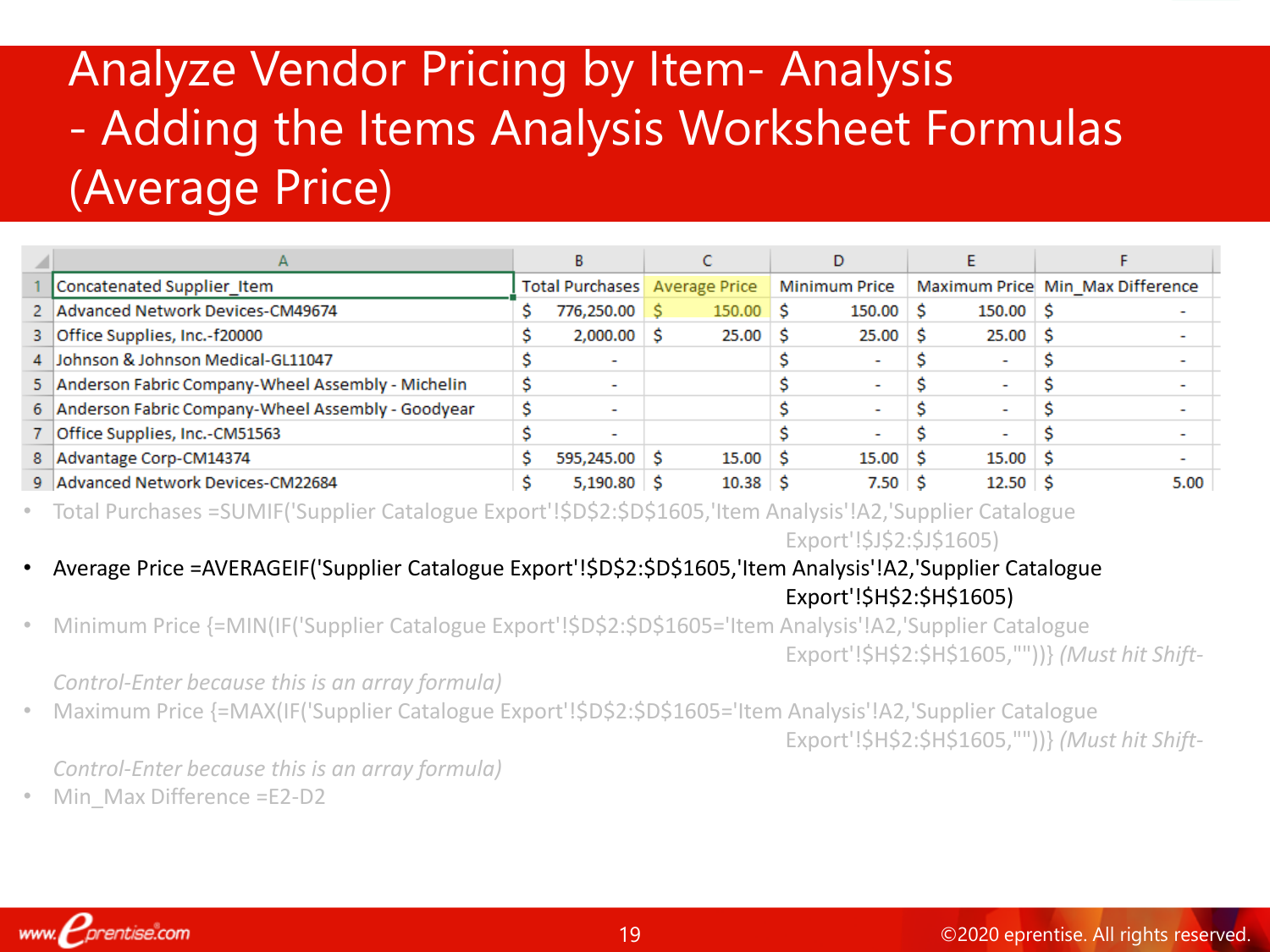# Analyze Vendor Pricing by Item- Analysis - Adding the Items Analysis Worksheet Formulas (Average Price)

| | A | B | C | D | E | F |
|---|---|---|---|---|---|---|
| 1 | Concatenated Supplier_Item | Total Purchases | Average Price | Minimum Price | Maximum Price | Min_Max Difference |
| 2 | Advanced Network Devices-CM49674 | $ 776,250.00 | $ 150.00 | $ 150.00 | $ 150.00 | $ - |
| 3 | Office Supplies, Inc.-f20000 | $ 2,000.00 | $ 25.00 | $ 25.00 | $ 25.00 | $ - |
| 4 | Johnson & Johnson Medical-GL11047 | $ - | | $ - | $ - | $ - |
| 5 | Anderson Fabric Company-Wheel Assembly - Michelin | $ - | | $ - | $ - | $ - |
| 6 | Anderson Fabric Company-Wheel Assembly - Goodyear | $ - | | $ - | $ - | $ - |
| 7 | Office Supplies, Inc.-CM51563 | $ - | | $ - | $ - | $ - |
| 8 | Advantage Corp-CM14374 | $ 595,245.00 | $ 15.00 | $ 15.00 | $ 15.00 | $ - |
| 9 | Advanced Network Devices-CM22684 | $ 5,190.80 | $ 10.38 | $ 7.50 | $ 12.50 | $ 5.00 |

- Total Purchases =SUMIF('Supplier Catalogue Export'!$D$2:$D$1605,'Item Analysis'!A2,'Supplier Catalogue Export'!$J$2:$J$1605)
- Average Price =AVERAGEIF('Supplier Catalogue Export'!$D$2:$D$1605,'Item Analysis'!A2,'Supplier Catalogue Export'!$H$2:$H$1605)
- Minimum Price {=MIN(IF('Supplier Catalogue Export'!$D$2:$D$1605='Item Analysis'!A2,'Supplier Catalogue Export'!$H$2:$H$1605,""))} *(Must hit Shift-Control-Enter because this is an array formula)*
- Maximum Price {=MAX(IF('Supplier Catalogue Export'!$D$2:$D$1605='Item Analysis'!A2,'Supplier Catalogue Export'!$H$2:$H$1605,""))} *(Must hit Shift-Control-Enter because this is an array formula)*
- Min_Max Difference =E2-D2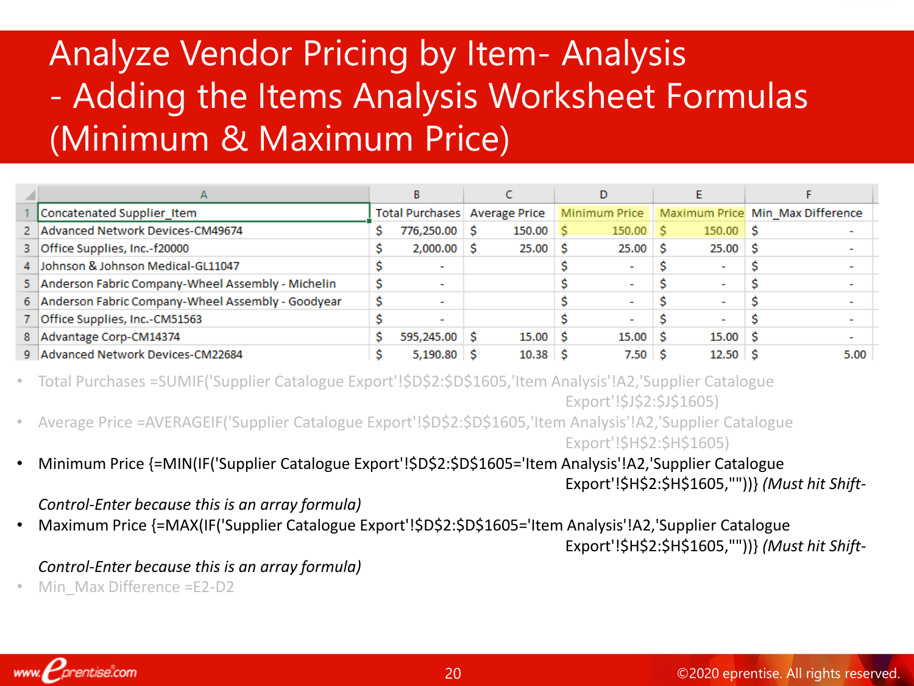# Analyze Vendor Pricing by Item- Analysis - Adding the Items Analysis Worksheet Formulas (Minimum & Maximum Price)

| | A | B | C | D | E | F |
|---|---|---|---|---|---|---|
| 1 | Concatenated Supplier_Item | Total Purchases | Average Price | Minimum Price | Maximum Price | Min_Max Difference |
| 2 | Advanced Network Devices-CM49674 | $ 776,250.00 | $ 150.00 | $ 150.00 | $ 150.00 | $ - |
| 3 | Office Supplies, Inc.-f20000 | $ 2,000.00 | $ 25.00 | $ 25.00 | $ 25.00 | $ - |
| 4 | Johnson & Johnson Medical-GL11047 | $ - | | $ - | $ - | $ - |
| 5 | Anderson Fabric Company-Wheel Assembly - Michelin | $ - | | $ - | $ - | $ - |
| 6 | Anderson Fabric Company-Wheel Assembly - Goodyear | $ - | | $ - | $ - | $ - |
| 7 | Office Supplies, Inc.-CM51563 | $ - | | $ - | $ - | $ - |
| 8 | Advantage Corp-CM14374 | $ 595,245.00 | $ 15.00 | $ 15.00 | $ 15.00 | $ - |
| 9 | Advanced Network Devices-CM22684 | $ 5,190.80 | $ 10.38 | $ 7.50 | $ 12.50 | $ 5.00 |

- Total Purchases =SUMIF('Supplier Catalogue Export'!$D$2:$D$1605,'Item Analysis'!A2,'Supplier Catalogue Export'!$J$2:$J$1605)
- Average Price =AVERAGEIF('Supplier Catalogue Export'!$D$2:$D$1605,'Item Analysis'!A2,'Supplier Catalogue Export'!$H$2:$H$1605)
- Minimum Price {=MIN(IF('Supplier Catalogue Export'!$D$2:$D$1605='Item Analysis'!A2,'Supplier Catalogue Export'!$H$2:$H$1605,""))} *(Must hit Shift-Control-Enter because this is an array formula)*
- Maximum Price {=MAX(IF('Supplier Catalogue Export'!$D$2:$D$1605='Item Analysis'!A2,'Supplier Catalogue Export'!$H$2:$H$1605,""))} *(Must hit Shift-Control-Enter because this is an array formula)*
- Min_Max Difference =E2-D2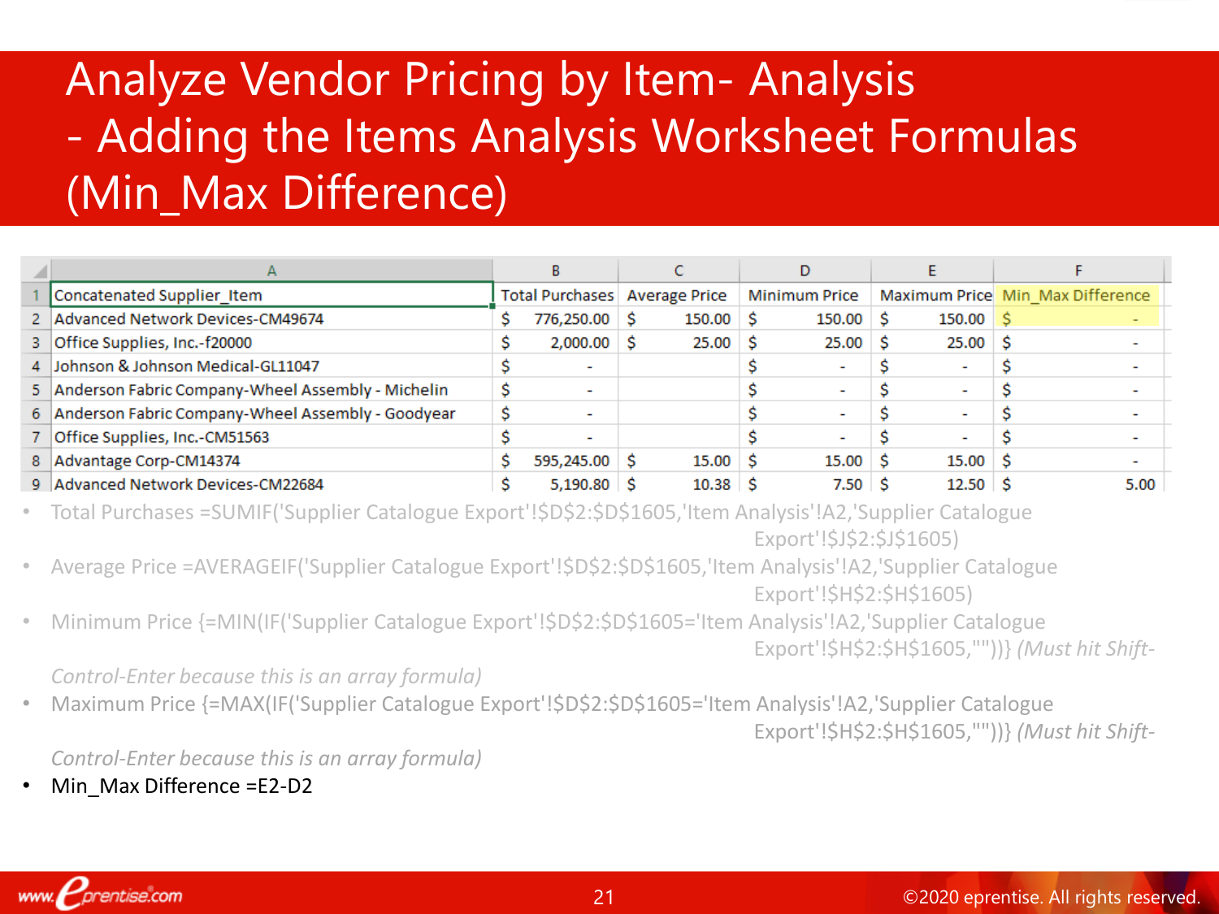# Analyze Vendor Pricing by Item- Analysis - Adding the Items Analysis Worksheet Formulas (Min_Max Difference)

| | A | B | C | D | E | F |
|---|---|---|---|---|---|---|
| 1 | Concatenated Supplier_Item | Total Purchases | Average Price | Minimum Price | Maximum Price | Min_Max Difference |
| 2 | Advanced Network Devices-CM49674 | $ 776,250.00 | $ 150.00 | $ 150.00 | $ 150.00 | $ - |
| 3 | Office Supplies, Inc.-f20000 | $ 2,000.00 | $ 25.00 | $ 25.00 | $ 25.00 | $ - |
| 4 | Johnson & Johnson Medical-GL11047 | $ - | | $ - | $ - | $ - |
| 5 | Anderson Fabric Company-Wheel Assembly - Michelin | $ - | | $ - | $ - | $ - |
| 6 | Anderson Fabric Company-Wheel Assembly - Goodyear | $ - | | $ - | $ - | $ - |
| 7 | Office Supplies, Inc.-CM51563 | $ - | | $ - | $ - | $ - |
| 8 | Advantage Corp-CM14374 | $ 595,245.00 | $ 15.00 | $ 15.00 | $ 15.00 | $ - |
| 9 | Advanced Network Devices-CM22684 | $ 5,190.80 | $ 10.38 | $ 7.50 | $ 12.50 | $ 5.00 |

- Total Purchases =SUMIF('Supplier Catalogue Export'!$D$2:$D$1605,'Item Analysis'!A2,'Supplier Catalogue Export'!$J$2:$J$1605)
- Average Price =AVERAGEIF('Supplier Catalogue Export'!$D$2:$D$1605,'Item Analysis'!A2,'Supplier Catalogue Export'!$H$2:$H$1605)
- Minimum Price {=MIN(IF('Supplier Catalogue Export'!$D$2:$D$1605='Item Analysis'!A2,'Supplier Catalogue Export'!$H$2:$H$1605,""))} *(Must hit Shift-Control-Enter because this is an array formula)*
- Maximum Price {=MAX(IF('Supplier Catalogue Export'!$D$2:$D$1605='Item Analysis'!A2,'Supplier Catalogue Export'!$H$2:$H$1605,""))} *(Must hit Shift-Control-Enter because this is an array formula)*
- Min_Max Difference =E2-D2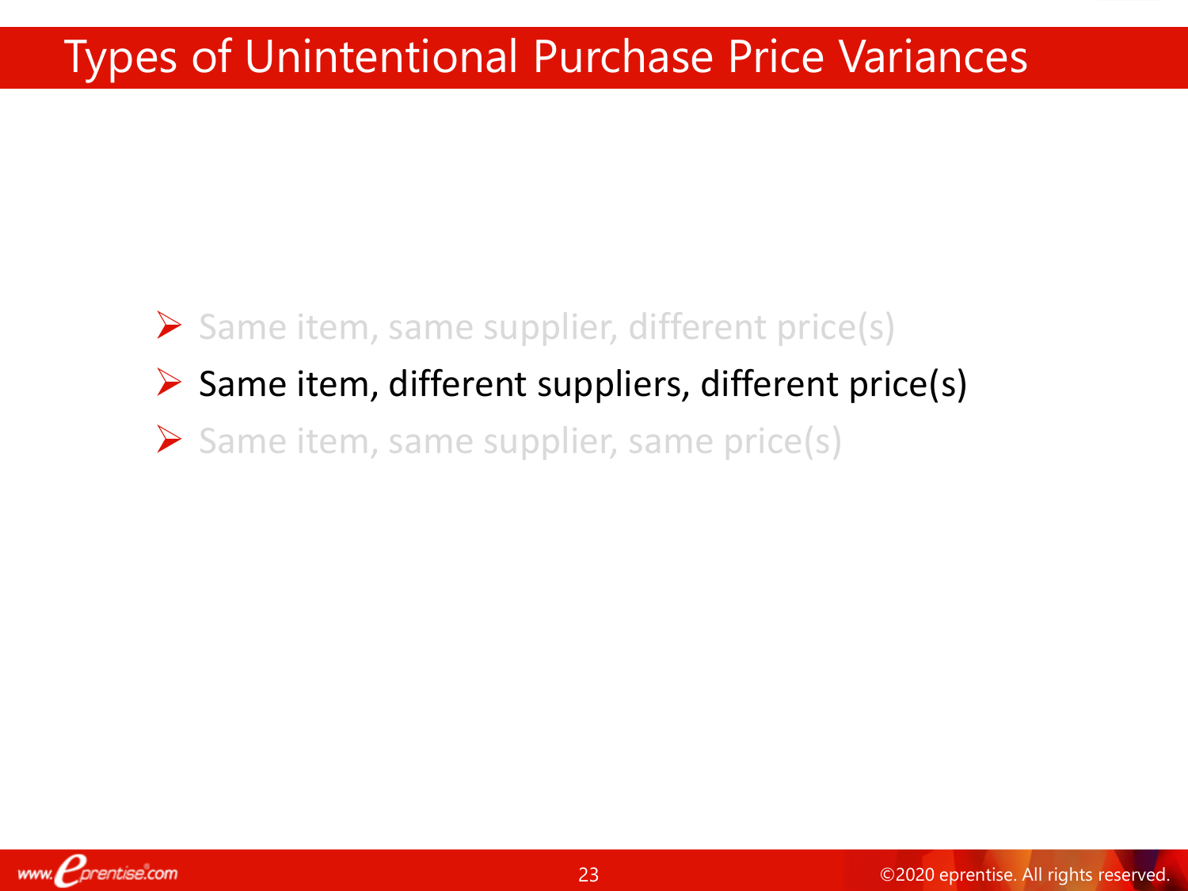# Types of Unintentional Purchase Price Variances

- Same item, same supplier, different price(s)
- Same item, different suppliers, different price(s)
- Same item, same supplier, same price(s)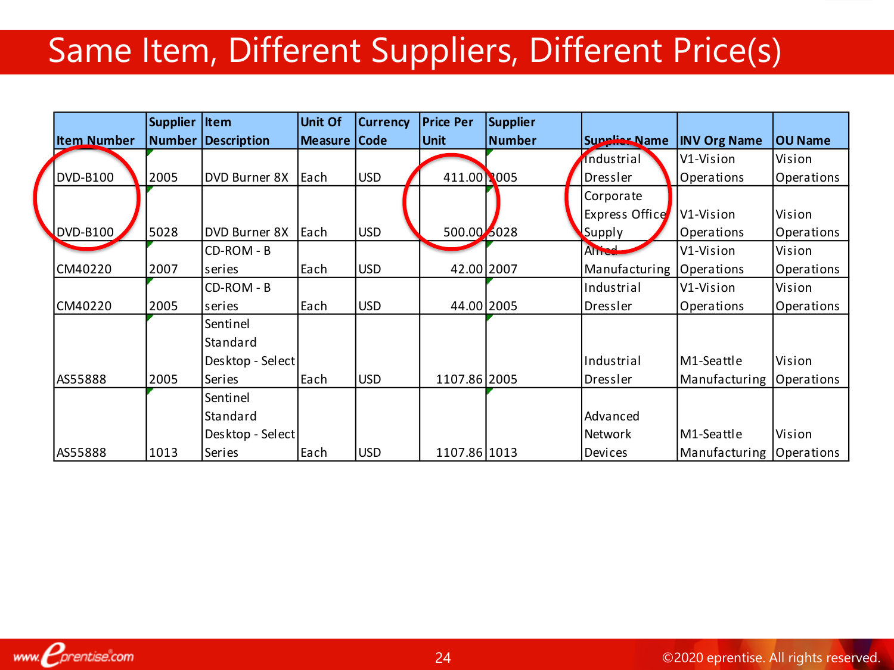# Same Item, Different Suppliers, Different Price(s)

| Item Number | Supplier Number | Item Description | Unit Of Measure | Currency Code | Price Per Unit | Supplier Number | Supplier Name | INV Org Name | OU Name |
|---|---|---|---|---|---|---|---|---|---|
| DVD-B100 | 2005 | DVD Burner 8X | Each | USD | 411.00 | 2005 | Industrial Dressler | V1-Vision Operations | Vision Operations |
| DVD-B100 | 5028 | DVD Burner 8X | Each | USD | 500.00 | 5028 | Corporate Express Office Supply | V1-Vision Operations | Vision Operations |
| CM40220 | 2007 | CD-ROM - B series | Each | USD | 42.00 | 2007 | Allied Manufacturing | V1-Vision Operations | Vision Operations |
| CM40220 | 2005 | CD-ROM - B series | Each | USD | 44.00 | 2005 | Industrial Dressler | V1-Vision Operations | Vision Operations |
| AS55888 | 2005 | Sentinel Standard Desktop - Select Series | Each | USD | 1107.86 | 2005 | Industrial Dressler | M1-Seattle Manufacturing | Vision Operations |
| AS55888 | 1013 | Sentinel Standard Desktop - Select Series | Each | USD | 1107.86 | 1013 | Advanced Network Devices | M1-Seattle Manufacturing | Vision Operations |

©2020 eprentise. All rights reserved.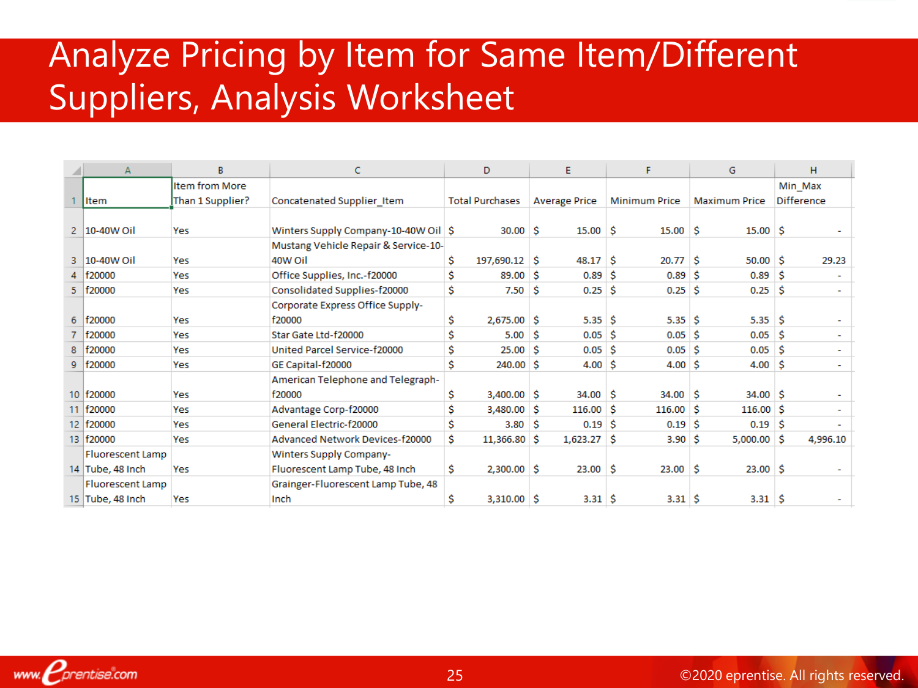# Analyze Pricing by Item for Same Item/Different Suppliers, Analysis Worksheet

| Item | Item from More Than 1 Supplier? | Concatenated Supplier_Item | Total Purchases | Average Price | Minimum Price | Maximum Price | Min_Max Difference |
|---|---|---|---|---|---|---|---|
| 10-40W Oil | Yes | Winters Supply Company-10-40W Oil | $ 30.00 | $ 15.00 | $ 15.00 | $ 15.00 | $ - |
| 10-40W Oil | Yes | Mustang Vehicle Repair & Service-10-40W Oil | $ 197,690.12 | $ 48.17 | $ 20.77 | $ 50.00 | $ 29.23 |
| f20000 | Yes | Office Supplies, Inc.-f20000 | $ 89.00 | $ 0.89 | $ 0.89 | $ 0.89 | $ - |
| f20000 | Yes | Consolidated Supplies-f20000 | $ 7.50 | $ 0.25 | $ 0.25 | $ 0.25 | $ - |
| f20000 | Yes | Corporate Express Office Supply-f20000 | $ 2,675.00 | $ 5.35 | $ 5.35 | $ 5.35 | $ - |
| f20000 | Yes | Star Gate Ltd-f20000 | $ 5.00 | $ 0.05 | $ 0.05 | $ 0.05 | $ - |
| f20000 | Yes | United Parcel Service-f20000 | $ 25.00 | $ 0.05 | $ 0.05 | $ 0.05 | $ - |
| f20000 | Yes | GE Capital-f20000 | $ 240.00 | $ 4.00 | $ 4.00 | $ 4.00 | $ - |
| f20000 | Yes | American Telephone and Telegraph-f20000 | $ 3,400.00 | $ 34.00 | $ 34.00 | $ 34.00 | $ - |
| f20000 | Yes | Advantage Corp-f20000 | $ 3,480.00 | $ 116.00 | $ 116.00 | $ 116.00 | $ - |
| f20000 | Yes | General Electric-f20000 | $ 3.80 | $ 0.19 | $ 0.19 | $ 0.19 | $ - |
| f20000 | Yes | Advanced Network Devices-f20000 | $ 11,366.80 | $ 1,623.27 | $ 3.90 | $ 5,000.00 | $ 4,996.10 |
| Fluorescent Lamp Tube, 48 Inch | Yes | Winters Supply Company-Fluorescent Lamp Tube, 48 Inch | $ 2,300.00 | $ 23.00 | $ 23.00 | $ 23.00 | $ - |
| Fluorescent Lamp Tube, 48 Inch | Yes | Grainger-Fluorescent Lamp Tube, 48 Inch | $ 3,310.00 | $ 3.31 | $ 3.31 | $ 3.31 | $ - |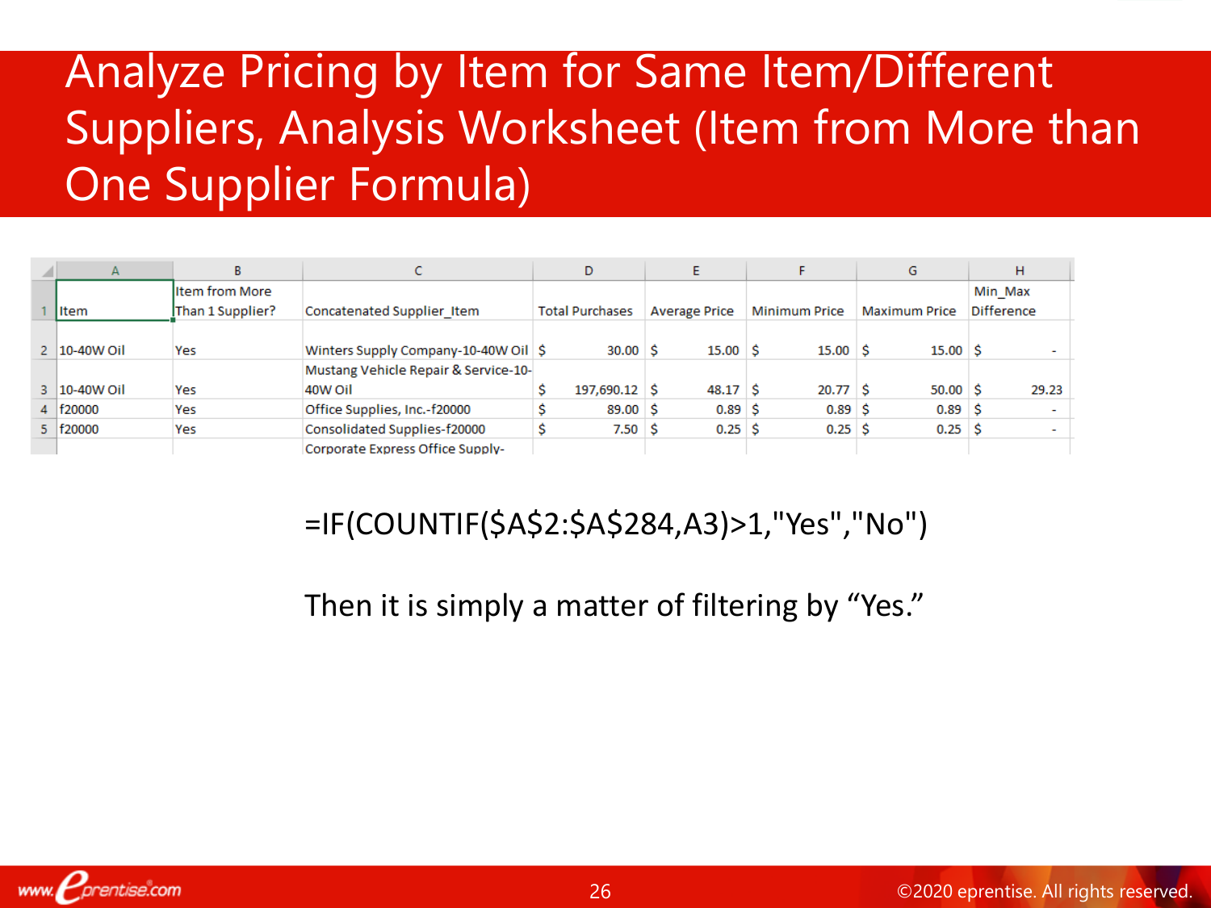# Analyze Pricing by Item for Same Item/Different Suppliers, Analysis Worksheet (Item from More than One Supplier Formula)

| | A | B | C | D | E | F | G | H |
|---|---|---|---|---|---|---|---|---|
| 1 | Item | Item from More Than 1 Supplier? | Concatenated Supplier_Item | Total Purchases | Average Price | Minimum Price | Maximum Price | Min_Max Difference |
| 2 | 10-40W Oil | Yes | Winters Supply Company-10-40W Oil | $ 30.00 | $ 15.00 | $ 15.00 | $ 15.00 | $ - |
| 3 | 10-40W Oil | Yes | Mustang Vehicle Repair & Service-10-40W Oil | $ 197,690.12 | $ 48.17 | $ 20.77 | $ 50.00 | $ 29.23 |
| 4 | f20000 | Yes | Office Supplies, Inc.-f20000 | $ 89.00 | $ 0.89 | $ 0.89 | $ 0.89 | $ - |
| 5 | f20000 | Yes | Consolidated Supplies-f20000 | $ 7.50 | $ 0.25 | $ 0.25 | $ 0.25 | $ - |
| | | | Corporate Express Office Supply- | | | | | |

```
=IF(COUNTIF($A$2:$A$284,A3)>1,"Yes","No")
```

Then it is simply a matter of filtering by “Yes.”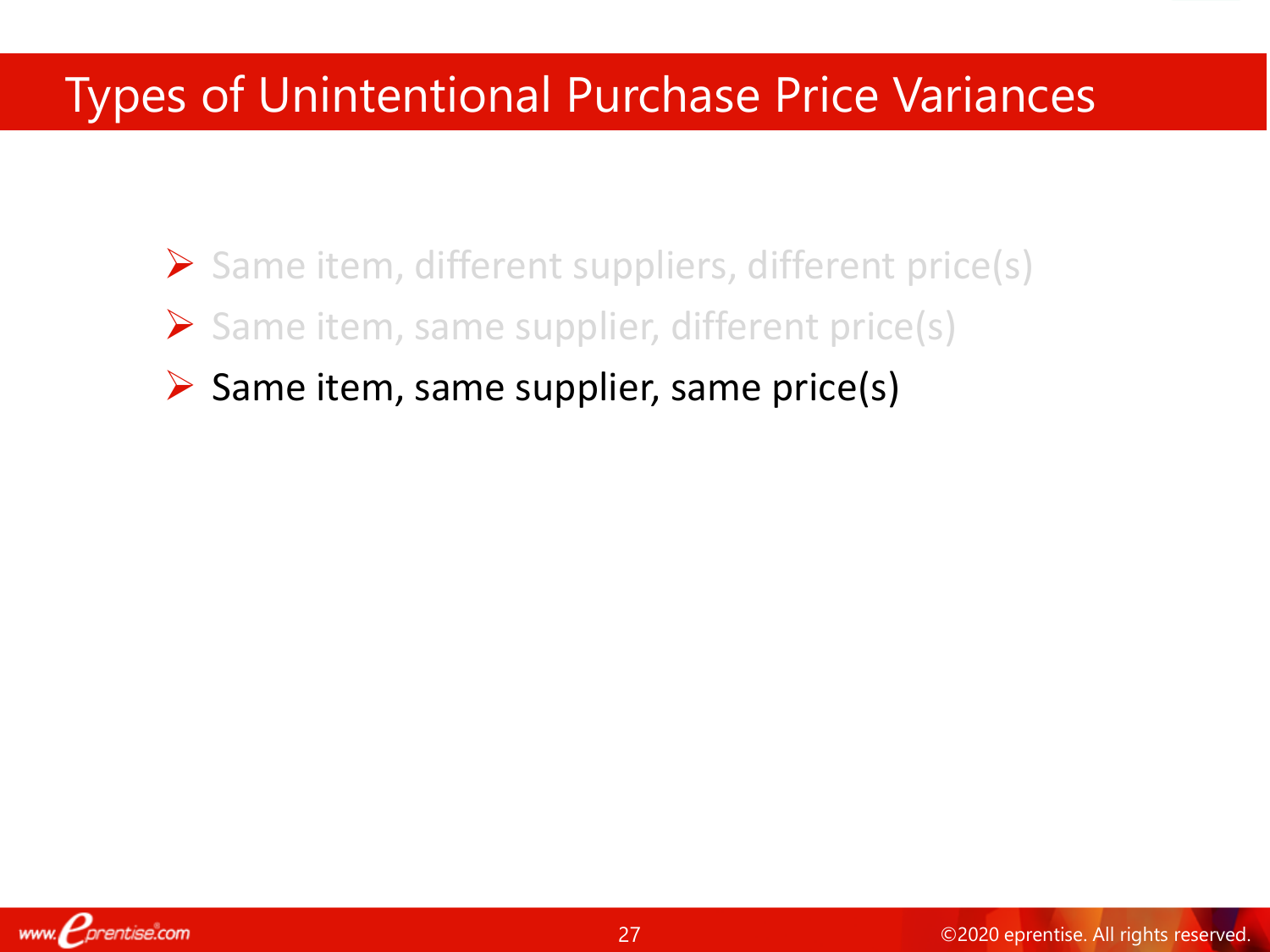# Types of Unintentional Purchase Price Variances

- Same item, different suppliers, different price(s)
- Same item, same supplier, different price(s)
- Same item, same supplier, same price(s)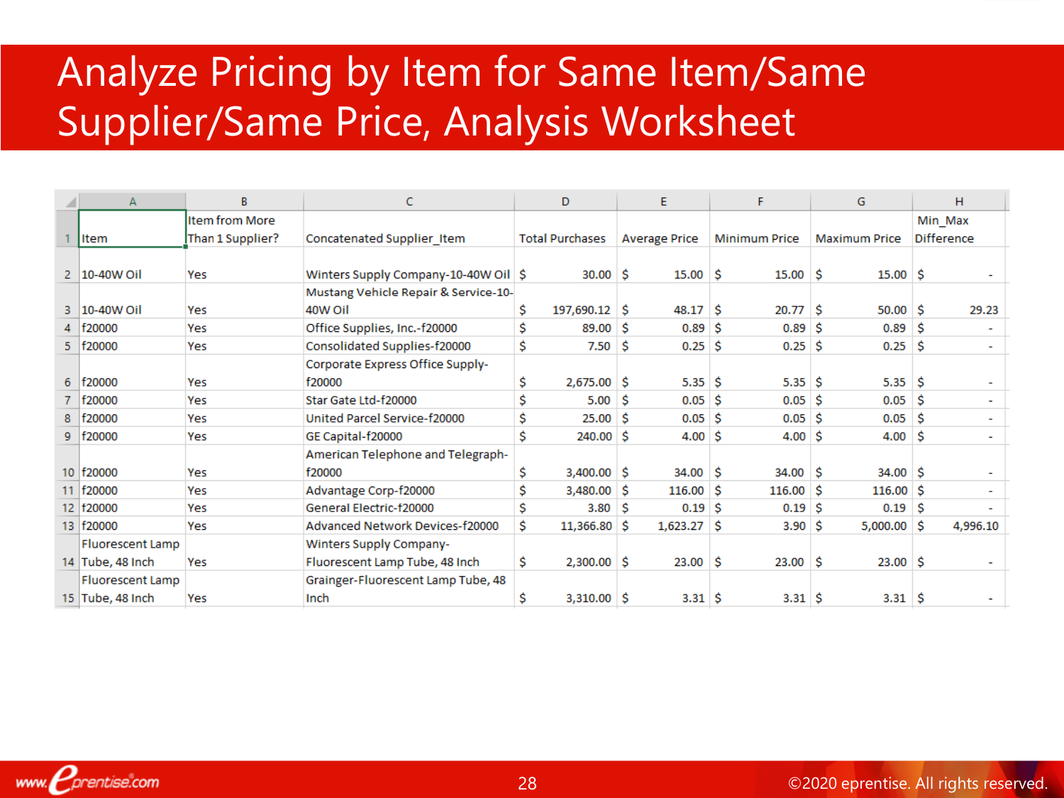# Analyze Pricing by Item for Same Item/Same Supplier/Same Price, Analysis Worksheet

| | A | B | C | D | E | F | G | H |
|---|---|---|---|---|---|---|---|---|
| 1 | Item | Item from More Than 1 Supplier? | Concatenated Supplier_Item | Total Purchases | Average Price | Minimum Price | Maximum Price | Min_Max Difference |
| 2 | 10-40W Oil | Yes | Winters Supply Company-10-40W Oil | $ 30.00 | $ 15.00 | $ 15.00 | $ 15.00 | $ - |
| 3 | 10-40W Oil | Yes | Mustang Vehicle Repair & Service-10-40W Oil | $ 197,690.12 | $ 48.17 | $ 20.77 | $ 50.00 | $ 29.23 |
| 4 | f20000 | Yes | Office Supplies, Inc.-f20000 | $ 89.00 | $ 0.89 | $ 0.89 | $ 0.89 | $ - |
| 5 | f20000 | Yes | Consolidated Supplies-f20000 | $ 7.50 | $ 0.25 | $ 0.25 | $ 0.25 | $ - |
| 6 | f20000 | Yes | Corporate Express Office Supply-f20000 | $ 2,675.00 | $ 5.35 | $ 5.35 | $ 5.35 | $ - |
| 7 | f20000 | Yes | Star Gate Ltd-f20000 | $ 5.00 | $ 0.05 | $ 0.05 | $ 0.05 | $ - |
| 8 | f20000 | Yes | United Parcel Service-f20000 | $ 25.00 | $ 0.05 | $ 0.05 | $ 0.05 | $ - |
| 9 | f20000 | Yes | GE Capital-f20000 | $ 240.00 | $ 4.00 | $ 4.00 | $ 4.00 | $ - |
| 10 | f20000 | Yes | American Telephone and Telegraph-f20000 | $ 3,400.00 | $ 34.00 | $ 34.00 | $ 34.00 | $ - |
| 11 | f20000 | Yes | Advantage Corp-f20000 | $ 3,480.00 | $ 116.00 | $ 116.00 | $ 116.00 | $ - |
| 12 | f20000 | Yes | General Electric-f20000 | $ 3.80 | $ 0.19 | $ 0.19 | $ 0.19 | $ - |
| 13 | f20000 | Yes | Advanced Network Devices-f20000 | $ 11,366.80 | $ 1,623.27 | $ 3.90 | $ 5,000.00 | $ 4,996.10 |
| 14 | Fluorescent Lamp Tube, 48 Inch | Yes | Winters Supply Company-Fluorescent Lamp Tube, 48 Inch | $ 2,300.00 | $ 23.00 | $ 23.00 | $ 23.00 | $ - |
| 15 | Fluorescent Lamp Tube, 48 Inch | Yes | Grainger-Fluorescent Lamp Tube, 48 Inch | $ 3,310.00 | $ 3.31 | $ 3.31 | $ 3.31 | $ - |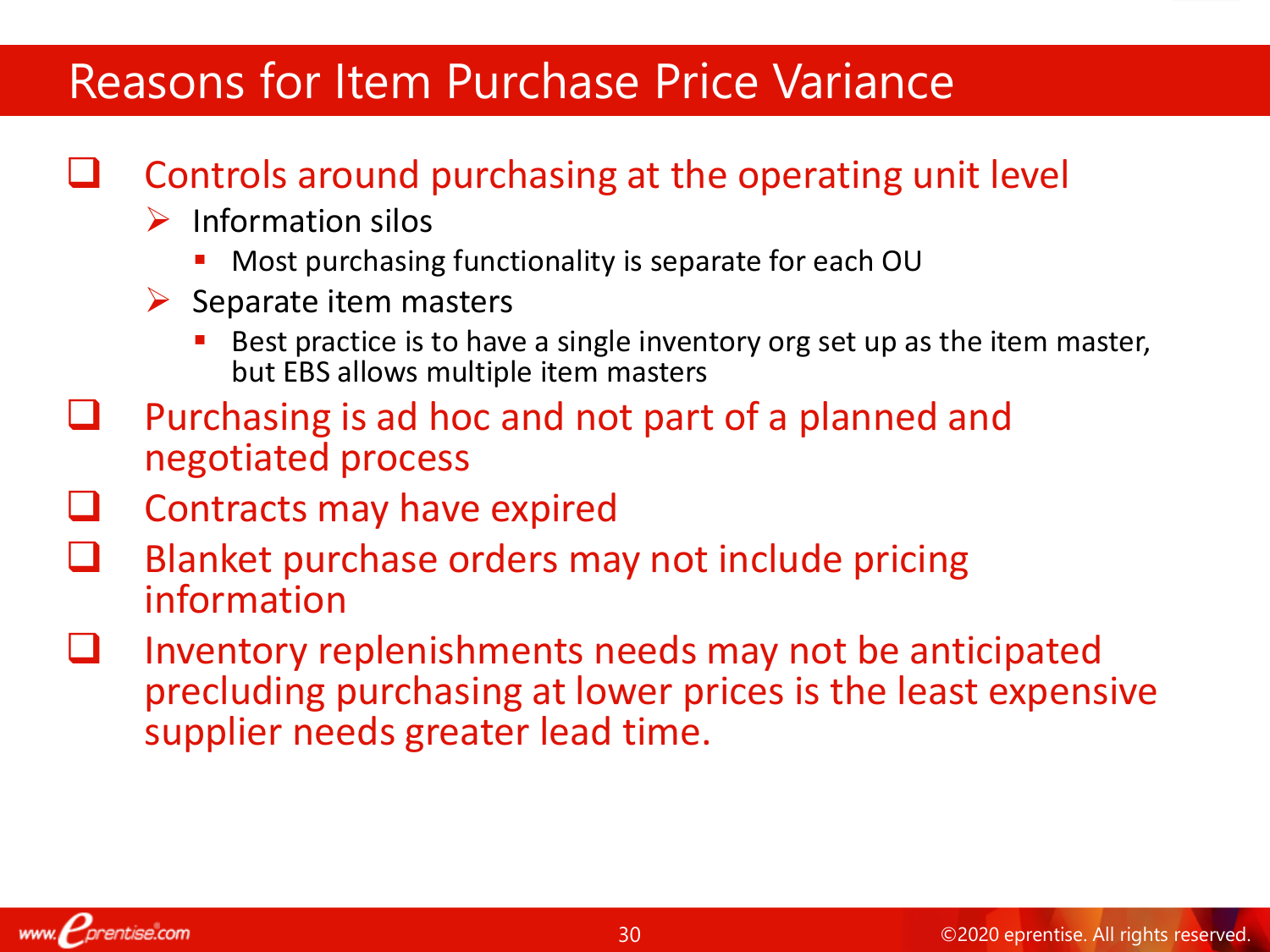# Reasons for Item Purchase Price Variance

- Controls around purchasing at the operating unit level
  - Information silos
    - Most purchasing functionality is separate for each OU
  - Separate item masters
    - Best practice is to have a single inventory org set up as the item master, but EBS allows multiple item masters
- Purchasing is ad hoc and not part of a planned and negotiated process
- Contracts may have expired
- Blanket purchase orders may not include pricing information
- Inventory replenishments needs may not be anticipated precluding purchasing at lower prices is the least expensive supplier needs greater lead time.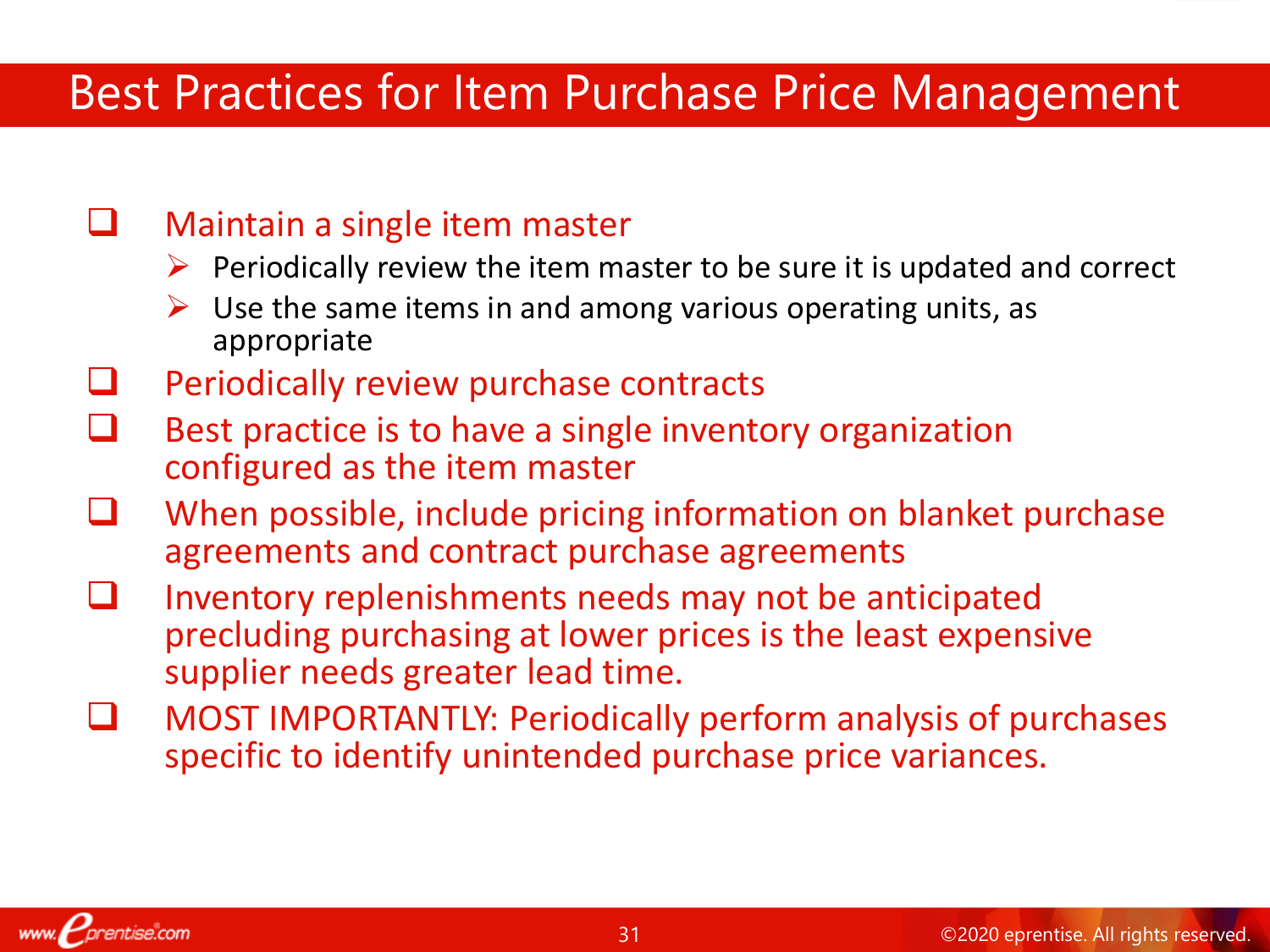# Best Practices for Item Purchase Price Management

- Maintain a single item master
  - Periodically review the item master to be sure it is updated and correct
  - Use the same items in and among various operating units, as appropriate
- Periodically review purchase contracts
- Best practice is to have a single inventory organization configured as the item master
- When possible, include pricing information on blanket purchase agreements and contract purchase agreements
- Inventory replenishments needs may not be anticipated precluding purchasing at lower prices is the least expensive supplier needs greater lead time.
- MOST IMPORTANTLY: Periodically perform analysis of purchases specific to identify unintended purchase price variances.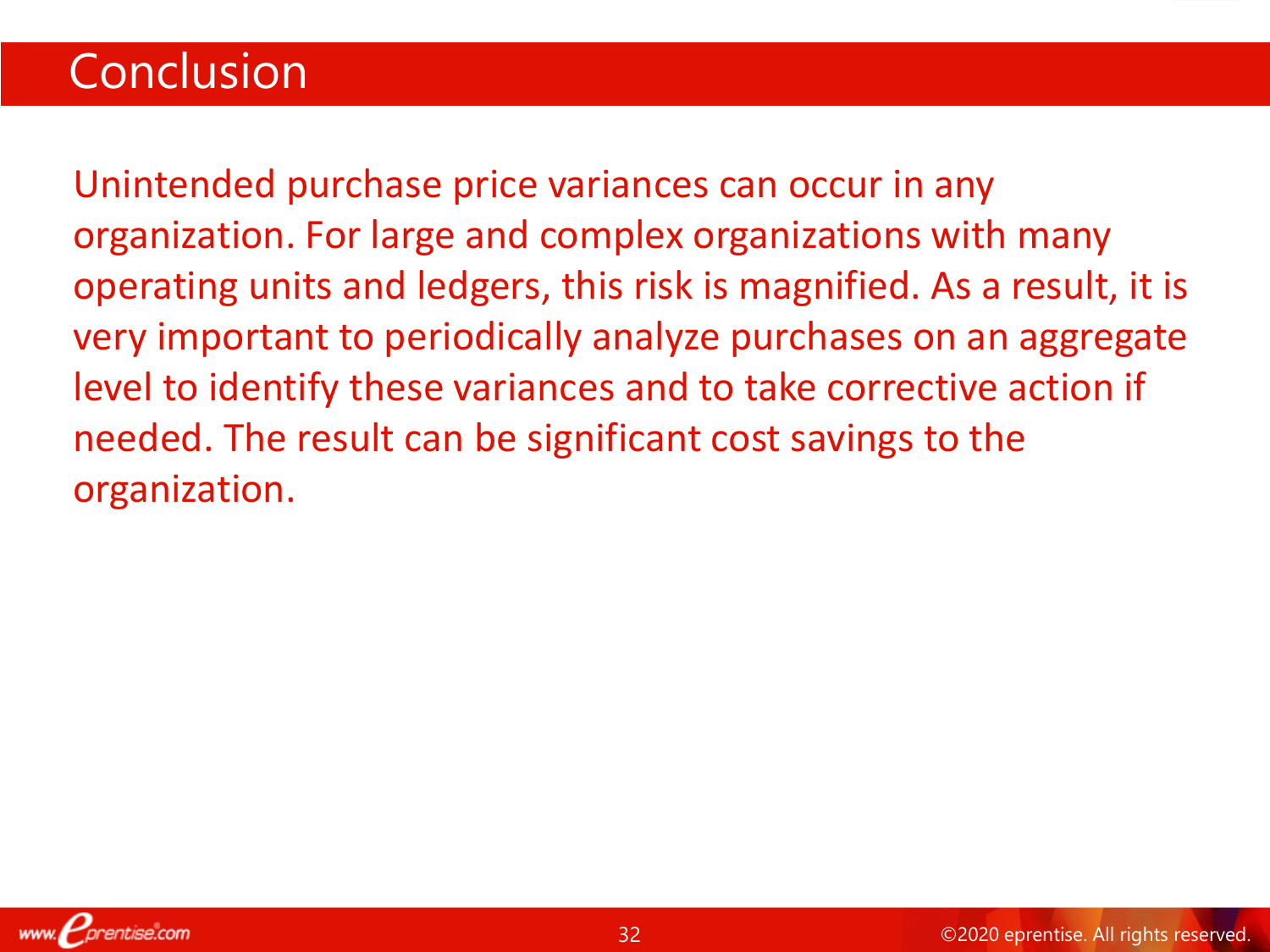# Conclusion

Unintended purchase price variances can occur in any organization. For large and complex organizations with many operating units and ledgers, this risk is magnified. As a result, it is very important to periodically analyze purchases on an aggregate level to identify these variances and to take corrective action if needed. The result can be significant cost savings to the organization.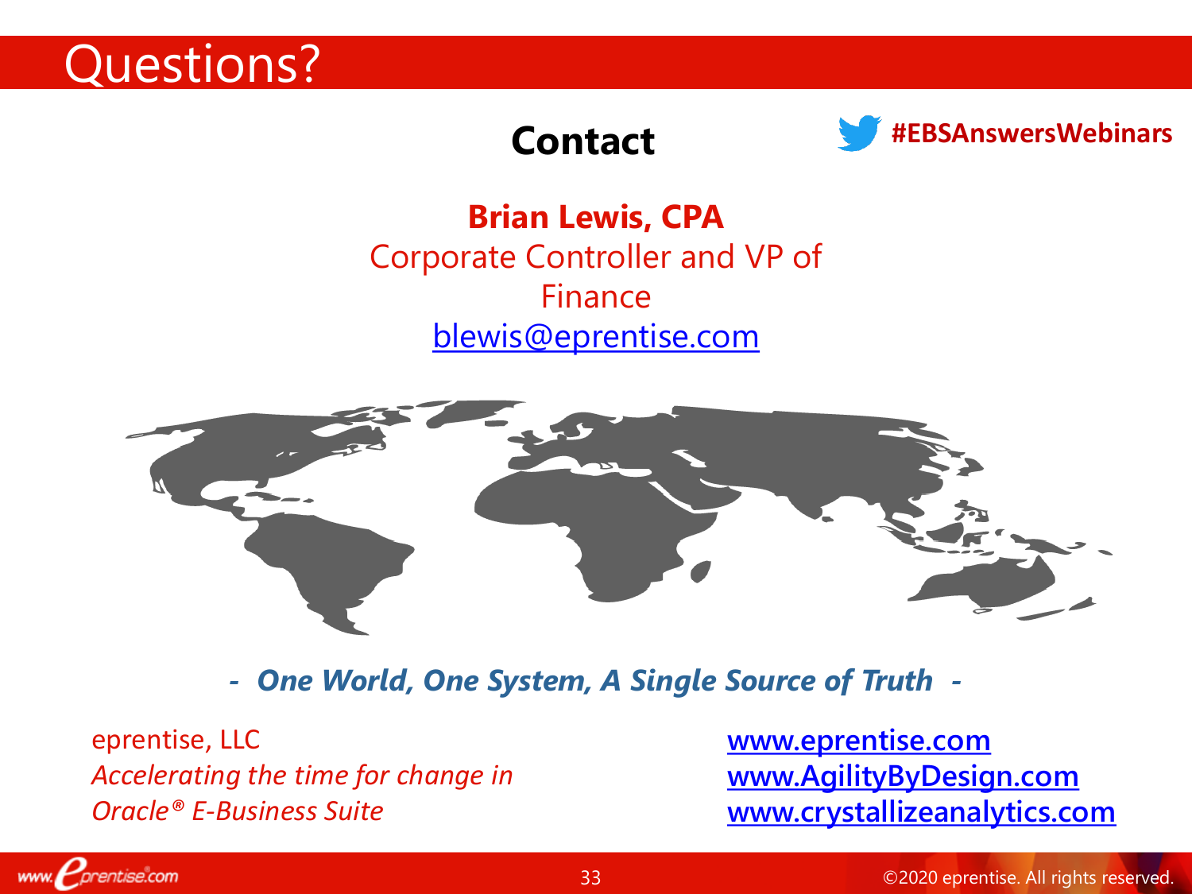# Questions?

## Contact

#EBSAnswersWebinars

**Brian Lewis, CPA**
Corporate Controller and VP of Finance
blewis@eprentise.com

***- One World, One System, A Single Source of Truth -***

eprentise, LLC
*Accelerating the time for change in Oracle® E-Business Suite*

www.eprentise.com
www.AgilityByDesign.com
www.crystallizeanalytics.com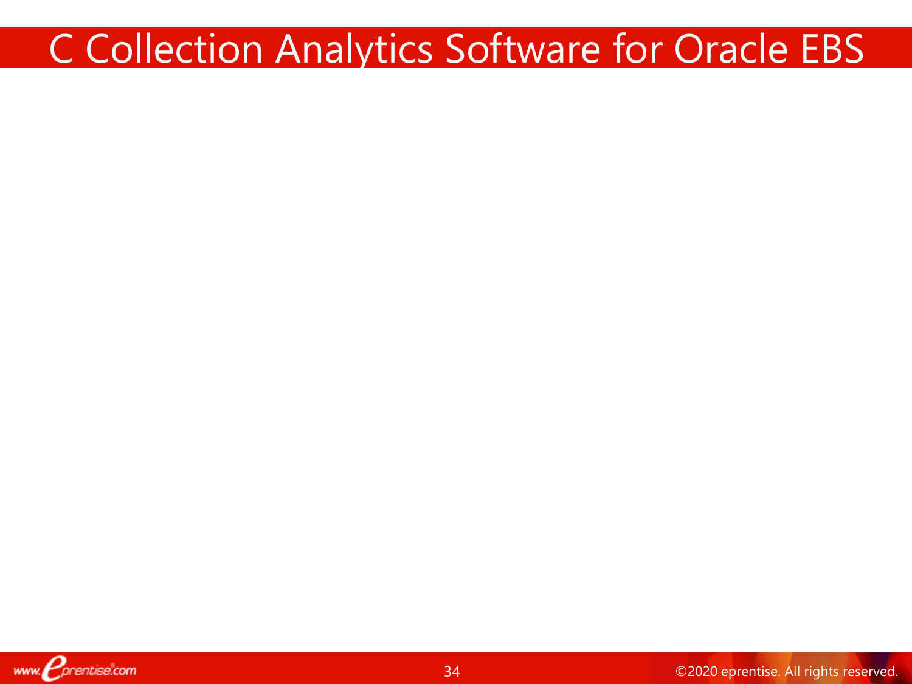# C Collection Analytics Software for Oracle EBS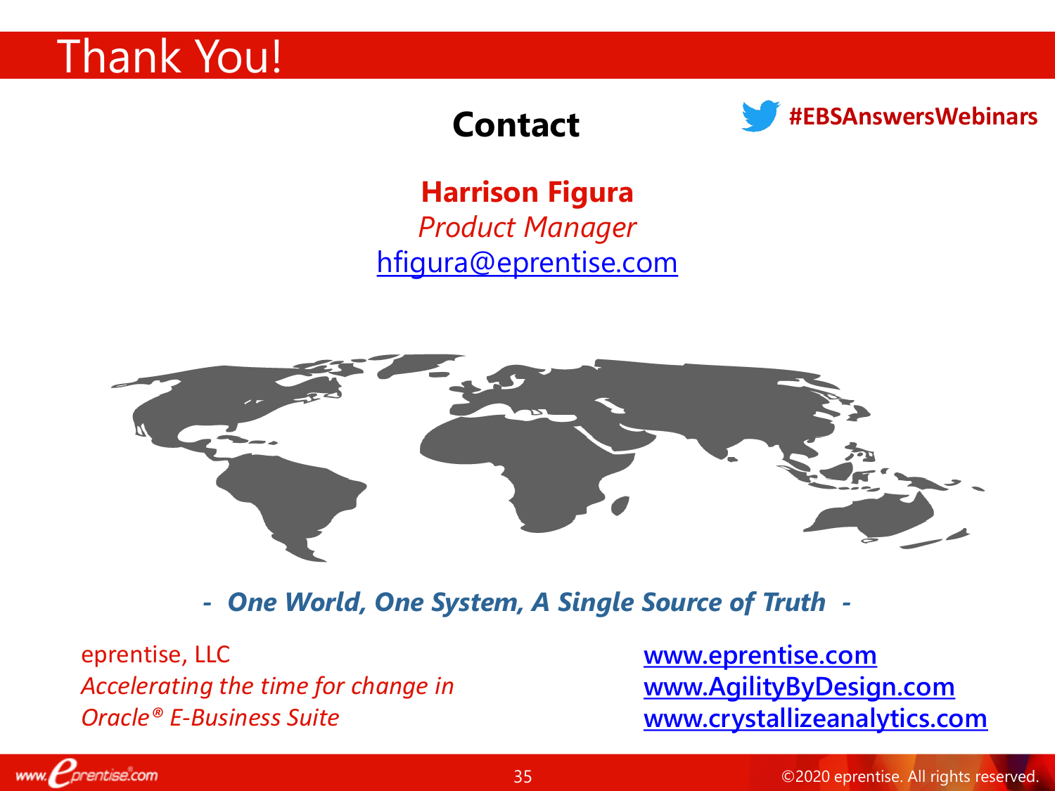# Thank You!

## Contact

#EBSAnswersWebinars

**Harrison Figura**
*Product Manager*
hfigura@eprentise.com

***- One World, One System, A Single Source of Truth -***

eprentise, LLC
*Accelerating the time for change in Oracle® E-Business Suite*

www.eprentise.com
www.AgilityByDesign.com
www.crystallizeanalytics.com

©2020 eprentise. All rights reserved.